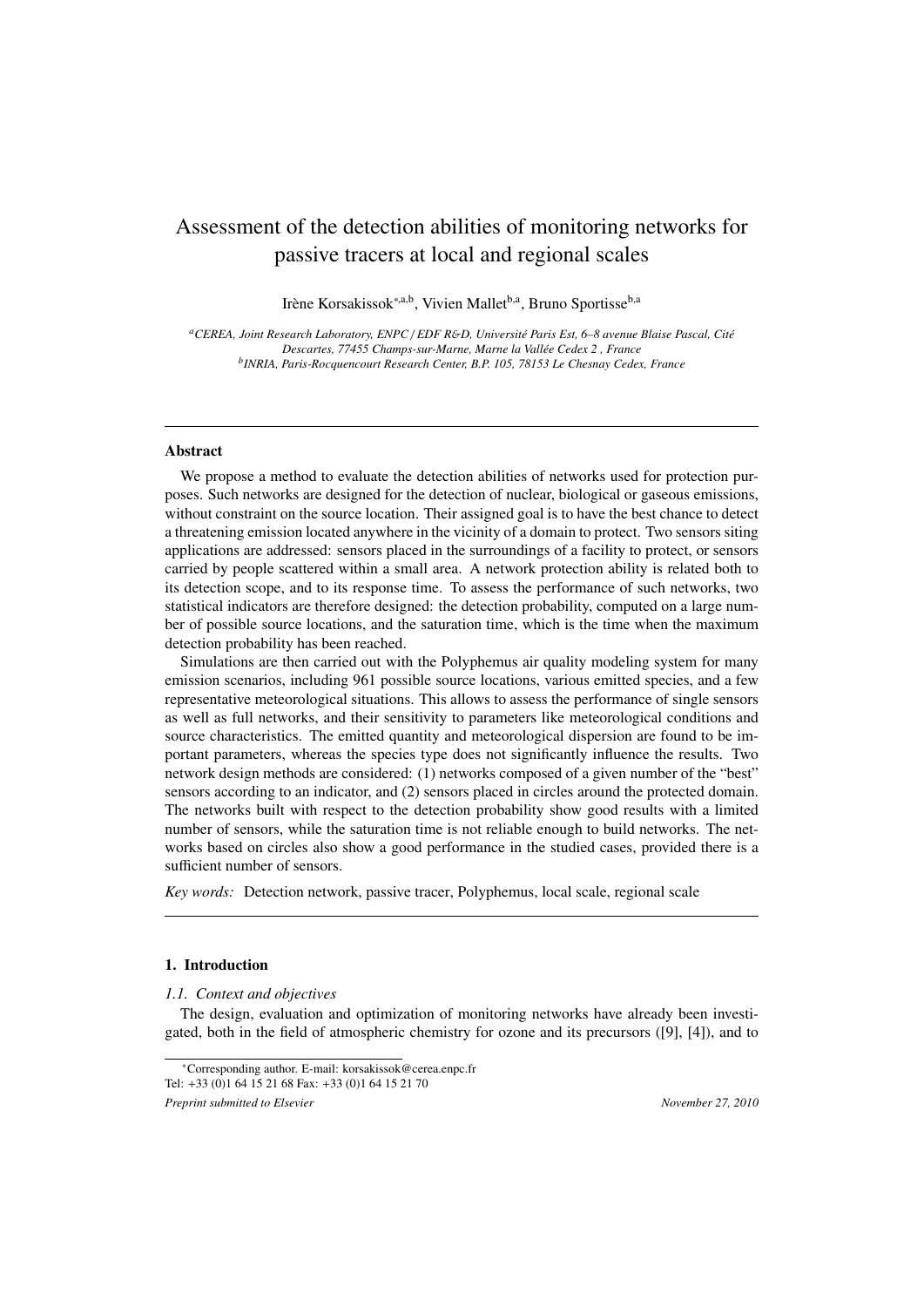# Assessment of the detection abilities of monitoring networks for passive tracers at local and regional scales

Irène Korsakissok[*,a,b], Vivien Mallet[b,a], Bruno Sportisse[b,a]

[a] *CEREA, Joint Research Laboratory, ENPC / EDF R&D, Université Paris Est, 6–8 avenue Blaise Pascal, Cité Descartes, 77455 Champs-sur-Marne, Marne la Vallée Cedex 2 , France*
[b] *INRIA, Paris-Rocquencourt Research Center, B.P. 105, 78153 Le Chesnay Cedex, France*

---

## Abstract

We propose a method to evaluate the detection abilities of networks used for protection purposes. Such networks are designed for the detection of nuclear, biological or gaseous emissions, without constraint on the source location. Their assigned goal is to have the best chance to detect a threatening emission located anywhere in the vicinity of a domain to protect. Two sensors siting applications are addressed: sensors placed in the surroundings of a facility to protect, or sensors carried by people scattered within a small area. A network protection ability is related both to its detection scope, and to its response time. To assess the performance of such networks, two statistical indicators are therefore designed: the detection probability, computed on a large number of possible source locations, and the saturation time, which is the time when the maximum detection probability has been reached.

Simulations are then carried out with the Polyphemus air quality modeling system for many emission scenarios, including 961 possible source locations, various emitted species, and a few representative meteorological situations. This allows to assess the performance of single sensors as well as full networks, and their sensitivity to parameters like meteorological conditions and source characteristics. The emitted quantity and meteorological dispersion are found to be important parameters, whereas the species type does not significantly influence the results. Two network design methods are considered: (1) networks composed of a given number of the "best" sensors according to an indicator, and (2) sensors placed in circles around the protected domain. The networks built with respect to the detection probability show good results with a limited number of sensors, while the saturation time is not reliable enough to build networks. The networks based on circles also show a good performance in the studied cases, provided there is a sufficient number of sensors.

*Key words:* Detection network, passive tracer, Polyphemus, local scale, regional scale

---

## 1. Introduction

### 1.1. Context and objectives

The design, evaluation and optimization of monitoring networks have already been investigated, both in the field of atmospheric chemistry for ozone and its precursors ([9], [4]), and to

[*] Corresponding author. E-mail: korsakissok@cerea.enpc.fr
Tel: +33 (0)1 64 15 21 68 Fax: +33 (0)1 64 15 21 70

*Preprint submitted to Elsevier* *November 27, 2010*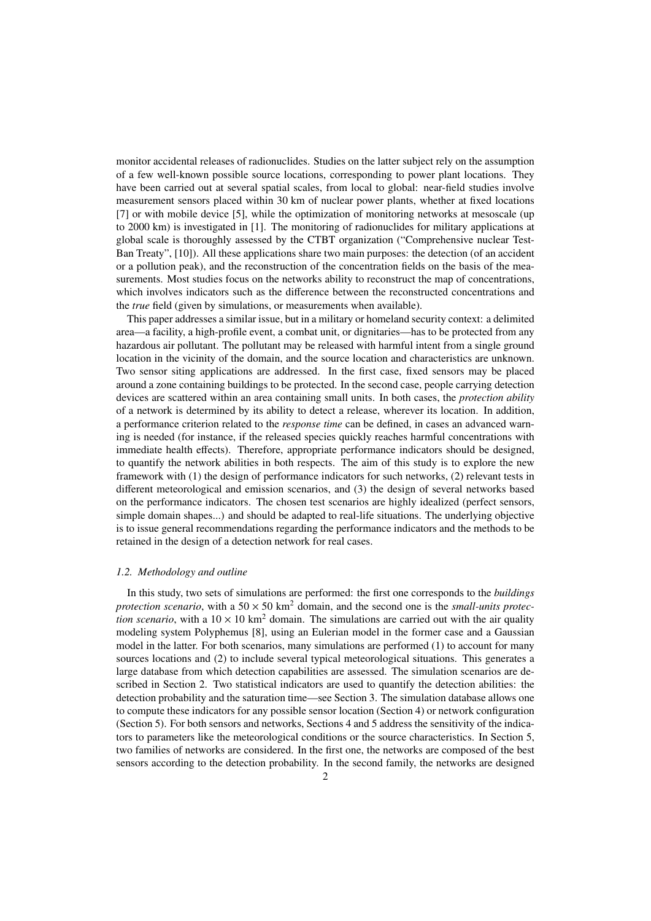monitor accidental releases of radionuclides. Studies on the latter subject rely on the assumption of a few well-known possible source locations, corresponding to power plant locations. They have been carried out at several spatial scales, from local to global: near-field studies involve measurement sensors placed within 30 km of nuclear power plants, whether at fixed locations [7] or with mobile device [5], while the optimization of monitoring networks at mesoscale (up to 2000 km) is investigated in [1]. The monitoring of radionuclides for military applications at global scale is thoroughly assessed by the CTBT organization ("Comprehensive nuclear Test-Ban Treaty", [10]). All these applications share two main purposes: the detection (of an accident or a pollution peak), and the reconstruction of the concentration fields on the basis of the measurements. Most studies focus on the networks ability to reconstruct the map of concentrations, which involves indicators such as the difference between the reconstructed concentrations and the *true* field (given by simulations, or measurements when available).

This paper addresses a similar issue, but in a military or homeland security context: a delimited area—a facility, a high-profile event, a combat unit, or dignitaries—has to be protected from any hazardous air pollutant. The pollutant may be released with harmful intent from a single ground location in the vicinity of the domain, and the source location and characteristics are unknown. Two sensor siting applications are addressed. In the first case, fixed sensors may be placed around a zone containing buildings to be protected. In the second case, people carrying detection devices are scattered within an area containing small units. In both cases, the *protection ability* of a network is determined by its ability to detect a release, wherever its location. In addition, a performance criterion related to the *response time* can be defined, in cases an advanced warning is needed (for instance, if the released species quickly reaches harmful concentrations with immediate health effects). Therefore, appropriate performance indicators should be designed, to quantify the network abilities in both respects. The aim of this study is to explore the new framework with (1) the design of performance indicators for such networks, (2) relevant tests in different meteorological and emission scenarios, and (3) the design of several networks based on the performance indicators. The chosen test scenarios are highly idealized (perfect sensors, simple domain shapes...) and should be adapted to real-life situations. The underlying objective is to issue general recommendations regarding the performance indicators and the methods to be retained in the design of a detection network for real cases.

### *1.2. Methodology and outline*

In this study, two sets of simulations are performed: the first one corresponds to the *buildings protection scenario*, with a $50 \times 50$ km$^2$ domain, and the second one is the *small-units protection scenario*, with a $10 \times 10$ km$^2$ domain. The simulations are carried out with the air quality modeling system Polyphemus [8], using an Eulerian model in the former case and a Gaussian model in the latter. For both scenarios, many simulations are performed (1) to account for many sources locations and (2) to include several typical meteorological situations. This generates a large database from which detection capabilities are assessed. The simulation scenarios are described in Section 2. Two statistical indicators are used to quantify the detection abilities: the detection probability and the saturation time—see Section 3. The simulation database allows one to compute these indicators for any possible sensor location (Section 4) or network configuration (Section 5). For both sensors and networks, Sections 4 and 5 address the sensitivity of the indicators to parameters like the meteorological conditions or the source characteristics. In Section 5, two families of networks are considered. In the first one, the networks are composed of the best sensors according to the detection probability. In the second family, the networks are designed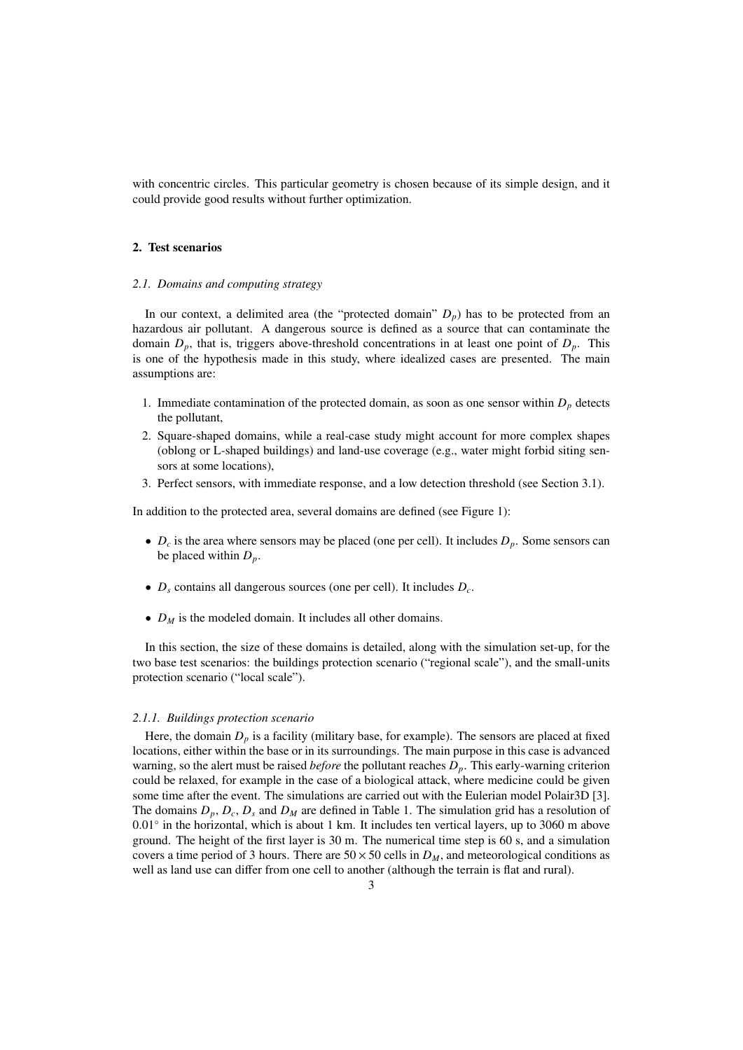with concentric circles. This particular geometry is chosen because of its simple design, and it could provide good results without further optimization.

## 2. Test scenarios

### *2.1. Domains and computing strategy*

In our context, a delimited area (the "protected domain" $D_p$) has to be protected from an hazardous air pollutant. A dangerous source is defined as a source that can contaminate the domain $D_p$, that is, triggers above-threshold concentrations in at least one point of $D_p$. This is one of the hypothesis made in this study, where idealized cases are presented. The main assumptions are:

1. Immediate contamination of the protected domain, as soon as one sensor within $D_p$ detects the pollutant,
2. Square-shaped domains, while a real-case study might account for more complex shapes (oblong or L-shaped buildings) and land-use coverage (e.g., water might forbid siting sensors at some locations),
3. Perfect sensors, with immediate response, and a low detection threshold (see Section 3.1).

In addition to the protected area, several domains are defined (see Figure 1):

- $D_c$ is the area where sensors may be placed (one per cell). It includes $D_p$. Some sensors can be placed within $D_p$.
- $D_s$ contains all dangerous sources (one per cell). It includes $D_c$.
- $D_M$ is the modeled domain. It includes all other domains.

In this section, the size of these domains is detailed, along with the simulation set-up, for the two base test scenarios: the buildings protection scenario ("regional scale"), and the small-units protection scenario ("local scale").

#### *2.1.1. Buildings protection scenario*

Here, the domain $D_p$ is a facility (military base, for example). The sensors are placed at fixed locations, either within the base or in its surroundings. The main purpose in this case is advanced warning, so the alert must be raised *before* the pollutant reaches $D_p$. This early-warning criterion could be relaxed, for example in the case of a biological attack, where medicine could be given some time after the event. The simulations are carried out with the Eulerian model Polair3D [3]. The domains $D_p$, $D_c$, $D_s$ and $D_M$ are defined in Table 1. The simulation grid has a resolution of $0.01^\circ$ in the horizontal, which is about 1 km. It includes ten vertical layers, up to 3060 m above ground. The height of the first layer is 30 m. The numerical time step is 60 s, and a simulation covers a time period of 3 hours. There are $50 \times 50$ cells in $D_M$, and meteorological conditions as well as land use can differ from one cell to another (although the terrain is flat and rural).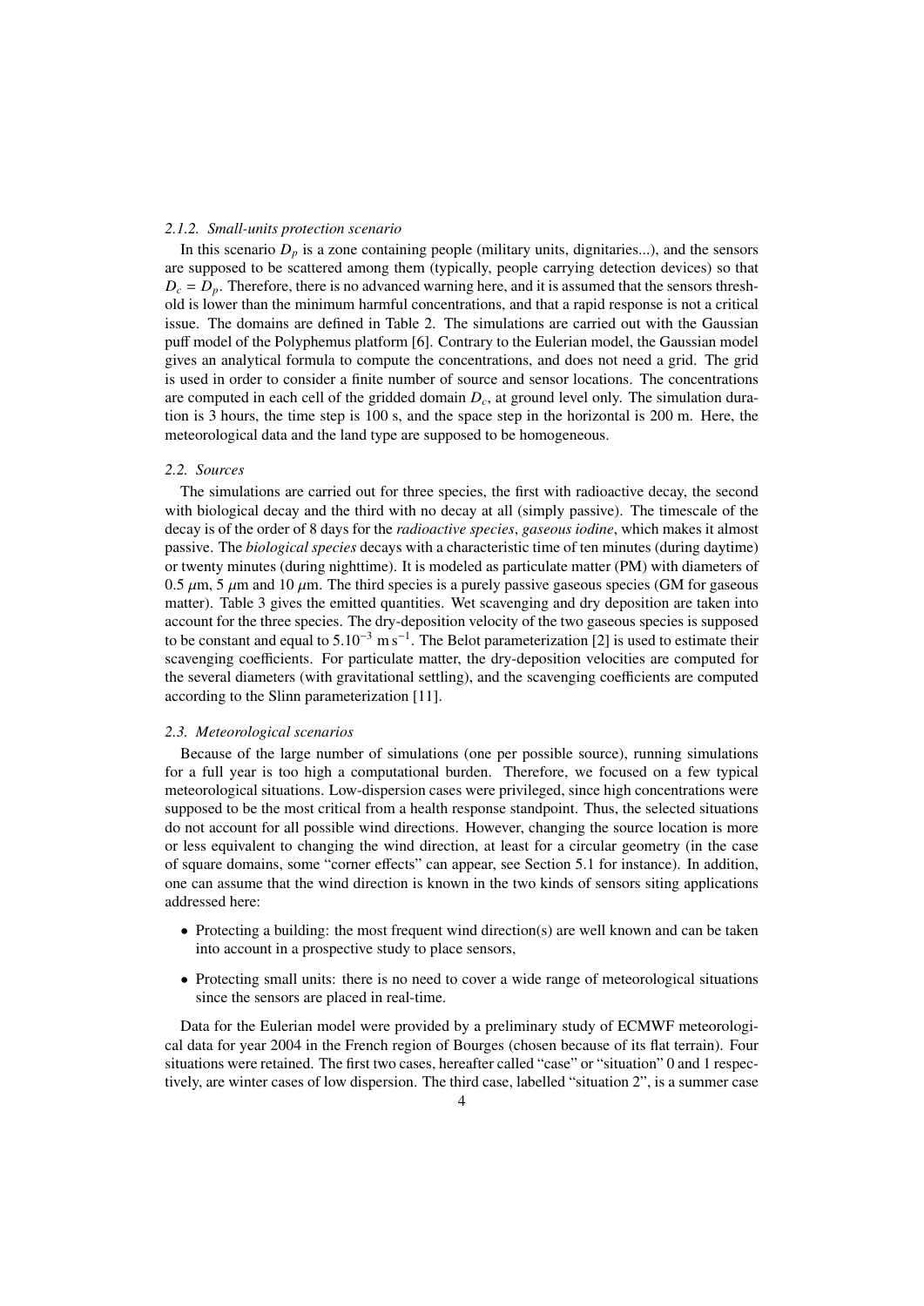#### 2.1.2. Small-units protection scenario

In this scenario $D_p$ is a zone containing people (military units, dignitaries...), and the sensors are supposed to be scattered among them (typically, people carrying detection devices) so that $D_c = D_p$. Therefore, there is no advanced warning here, and it is assumed that the sensors threshold is lower than the minimum harmful concentrations, and that a rapid response is not a critical issue. The domains are defined in Table 2. The simulations are carried out with the Gaussian puff model of the Polyphemus platform [6]. Contrary to the Eulerian model, the Gaussian model gives an analytical formula to compute the concentrations, and does not need a grid. The grid is used in order to consider a finite number of source and sensor locations. The concentrations are computed in each cell of the gridded domain $D_c$, at ground level only. The simulation duration is 3 hours, the time step is 100 s, and the space step in the horizontal is 200 m. Here, the meteorological data and the land type are supposed to be homogeneous.

### 2.2. Sources

The simulations are carried out for three species, the first with radioactive decay, the second with biological decay and the third with no decay at all (simply passive). The timescale of the decay is of the order of 8 days for the *radioactive species*, *gaseous iodine*, which makes it almost passive. The *biological species* decays with a characteristic time of ten minutes (during daytime) or twenty minutes (during nighttime). It is modeled as particulate matter (PM) with diameters of 0.5 $\mu$m, 5 $\mu$m and 10 $\mu$m. The third species is a purely passive gaseous species (GM for gaseous matter). Table 3 gives the emitted quantities. Wet scavenging and dry deposition are taken into account for the three species. The dry-deposition velocity of the two gaseous species is supposed to be constant and equal to $5.10^{-3}$ m s$^{-1}$. The Belot parameterization [2] is used to estimate their scavenging coefficients. For particulate matter, the dry-deposition velocities are computed for the several diameters (with gravitational settling), and the scavenging coefficients are computed according to the Slinn parameterization [11].

### 2.3. Meteorological scenarios

Because of the large number of simulations (one per possible source), running simulations for a full year is too high a computational burden. Therefore, we focused on a few typical meteorological situations. Low-dispersion cases were privileged, since high concentrations were supposed to be the most critical from a health response standpoint. Thus, the selected situations do not account for all possible wind directions. However, changing the source location is more or less equivalent to changing the wind direction, at least for a circular geometry (in the case of square domains, some "corner effects" can appear, see Section 5.1 for instance). In addition, one can assume that the wind direction is known in the two kinds of sensors siting applications addressed here:

- Protecting a building: the most frequent wind direction(s) are well known and can be taken into account in a prospective study to place sensors,
- Protecting small units: there is no need to cover a wide range of meteorological situations since the sensors are placed in real-time.

Data for the Eulerian model were provided by a preliminary study of ECMWF meteorological data for year 2004 in the French region of Bourges (chosen because of its flat terrain). Four situations were retained. The first two cases, hereafter called "case" or "situation" 0 and 1 respectively, are winter cases of low dispersion. The third case, labelled "situation 2", is a summer case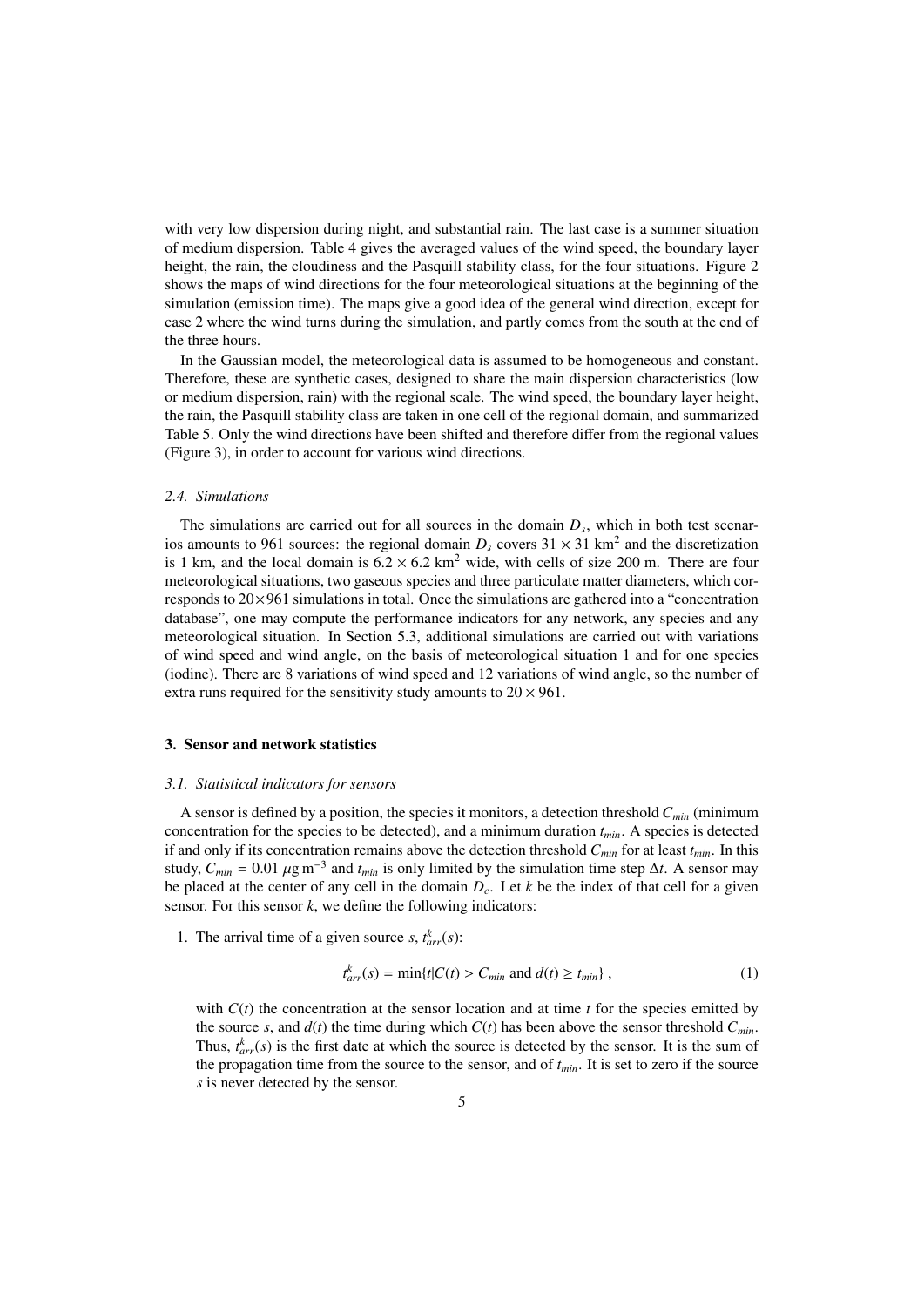with very low dispersion during night, and substantial rain. The last case is a summer situation of medium dispersion. Table 4 gives the averaged values of the wind speed, the boundary layer height, the rain, the cloudiness and the Pasquill stability class, for the four situations. Figure 2 shows the maps of wind directions for the four meteorological situations at the beginning of the simulation (emission time). The maps give a good idea of the general wind direction, except for case 2 where the wind turns during the simulation, and partly comes from the south at the end of the three hours.

In the Gaussian model, the meteorological data is assumed to be homogeneous and constant. Therefore, these are synthetic cases, designed to share the main dispersion characteristics (low or medium dispersion, rain) with the regional scale. The wind speed, the boundary layer height, the rain, the Pasquill stability class are taken in one cell of the regional domain, and summarized Table 5. Only the wind directions have been shifted and therefore differ from the regional values (Figure 3), in order to account for various wind directions.

### *2.4. Simulations*

The simulations are carried out for all sources in the domain $D_s$, which in both test scenarios amounts to 961 sources: the regional domain $D_s$ covers $31 \times 31$ km$^2$ and the discretization is 1 km, and the local domain is $6.2 \times 6.2$ km$^2$ wide, with cells of size 200 m. There are four meteorological situations, two gaseous species and three particulate matter diameters, which corresponds to $20 \times 961$ simulations in total. Once the simulations are gathered into a "concentration database", one may compute the performance indicators for any network, any species and any meteorological situation. In Section 5.3, additional simulations are carried out with variations of wind speed and wind angle, on the basis of meteorological situation 1 and for one species (iodine). There are 8 variations of wind speed and 12 variations of wind angle, so the number of extra runs required for the sensitivity study amounts to $20 \times 961$.

## 3. Sensor and network statistics

### *3.1. Statistical indicators for sensors*

A sensor is defined by a position, the species it monitors, a detection threshold $C_{min}$ (minimum concentration for the species to be detected), and a minimum duration $t_{min}$. A species is detected if and only if its concentration remains above the detection threshold $C_{min}$ for at least $t_{min}$. In this study, $C_{min} = 0.01\ \mu\text{g}\,\text{m}^{-3}$ and $t_{min}$ is only limited by the simulation time step $\Delta t$. A sensor may be placed at the center of any cell in the domain $D_c$. Let $k$ be the index of that cell for a given sensor. For this sensor $k$, we define the following indicators:

1. The arrival time of a given source $s$, $t^k_{arr}(s)$:

$$t^k_{arr}(s) = \min\{t | C(t) > C_{min} \text{ and } d(t) \geq t_{min}\}\ , \tag{1}$$

   with $C(t)$ the concentration at the sensor location and at time $t$ for the species emitted by the source $s$, and $d(t)$ the time during which $C(t)$ has been above the sensor threshold $C_{min}$. Thus, $t^k_{arr}(s)$ is the first date at which the source is detected by the sensor. It is the sum of the propagation time from the source to the sensor, and of $t_{min}$. It is set to zero if the source $s$ is never detected by the sensor.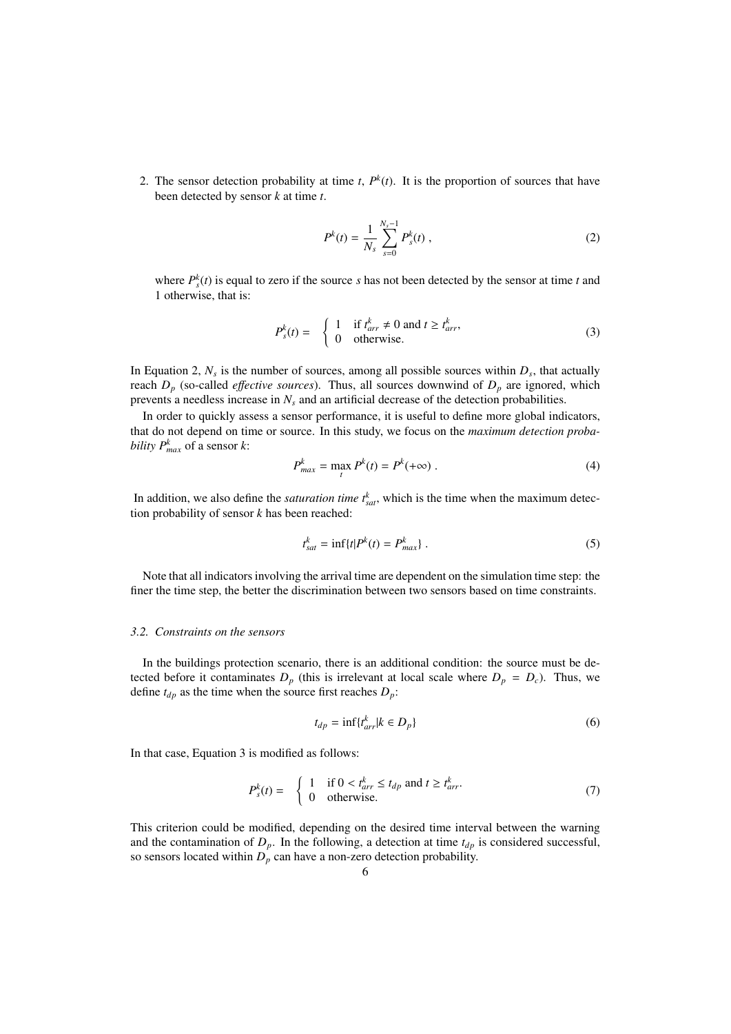2. The sensor detection probability at time $t$, $P^k(t)$. It is the proportion of sources that have been detected by sensor $k$ at time $t$.

$$P^k(t) = \frac{1}{N_s} \sum_{s=0}^{N_s-1} P_s^k(t) \,, \tag{2}$$

where $P_s^k(t)$ is equal to zero if the source $s$ has not been detected by the sensor at time $t$ and 1 otherwise, that is:

$$P_s^k(t) = \begin{cases} 1 & \text{if } t_{arr}^k \neq 0 \text{ and } t \geq t_{arr}^k, \\ 0 & \text{otherwise.} \end{cases} \tag{3}$$

In Equation 2, $N_s$ is the number of sources, among all possible sources within $D_s$, that actually reach $D_p$ (so-called *effective sources*). Thus, all sources downwind of $D_p$ are ignored, which prevents a needless increase in $N_s$ and an artificial decrease of the detection probabilities.

In order to quickly assess a sensor performance, it is useful to define more global indicators, that do not depend on time or source. In this study, we focus on the *maximum detection probability* $P_{max}^k$ of a sensor $k$:

$$P_{max}^k = \max_t P^k(t) = P^k(+\infty) \,. \tag{4}$$

In addition, we also define the *saturation time* $t_{sat}^k$, which is the time when the maximum detection probability of sensor $k$ has been reached:

$$t_{sat}^k = \inf\{t | P^k(t) = P_{max}^k\} \,. \tag{5}$$

Note that all indicators involving the arrival time are dependent on the simulation time step: the finer the time step, the better the discrimination between two sensors based on time constraints.

### 3.2. Constraints on the sensors

In the buildings protection scenario, there is an additional condition: the source must be detected before it contaminates $D_p$ (this is irrelevant at local scale where $D_p = D_c$). Thus, we define $t_{dp}$ as the time when the source first reaches $D_p$:

$$t_{dp} = \inf\{t_{arr}^k | k \in D_p\} \tag{6}$$

In that case, Equation 3 is modified as follows:

$$P_s^k(t) = \begin{cases} 1 & \text{if } 0 < t_{arr}^k \leq t_{dp} \text{ and } t \geq t_{arr}^k. \\ 0 & \text{otherwise.} \end{cases} \tag{7}$$

This criterion could be modified, depending on the desired time interval between the warning and the contamination of $D_p$. In the following, a detection at time $t_{dp}$ is considered successful, so sensors located within $D_p$ can have a non-zero detection probability.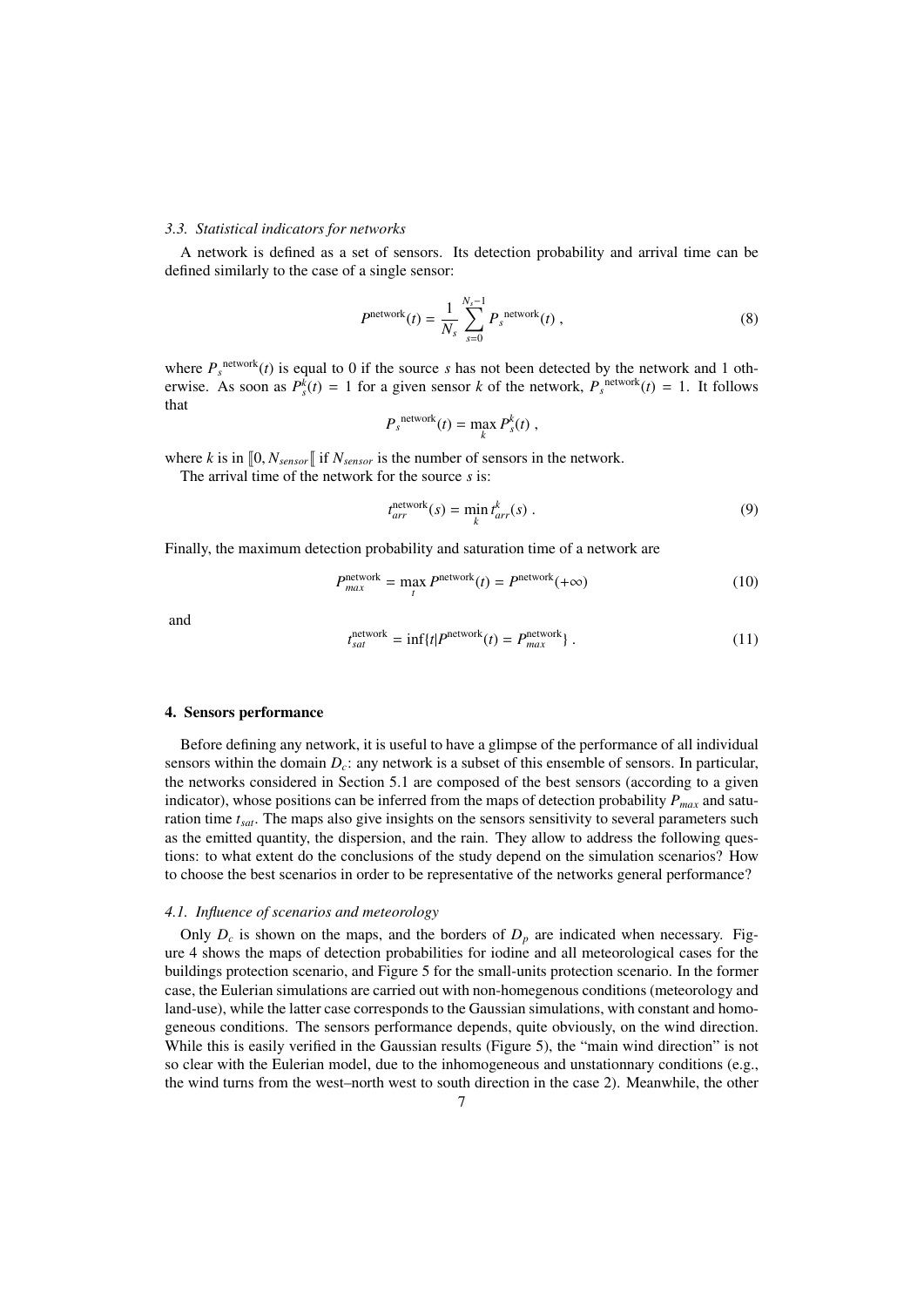### 3.3. Statistical indicators for networks

A network is defined as a set of sensors. Its detection probability and arrival time can be defined similarly to the case of a single sensor:

$$P^{\text{network}}(t) = \frac{1}{N_s} \sum_{s=0}^{N_s-1} P_s^{\text{network}}(t) \,, \tag{8}$$

where $P_s^{\text{network}}(t)$ is equal to 0 if the source $s$ has not been detected by the network and 1 otherwise. As soon as $P_s^k(t) = 1$ for a given sensor $k$ of the network, $P_s^{\text{network}}(t) = 1$. It follows that

$$P_s^{\text{network}}(t) = \max_k P_s^k(t) \,,$$

where $k$ is in $[\![0, N_{sensor}[\![$ if $N_{sensor}$ is the number of sensors in the network.

The arrival time of the network for the source $s$ is:

$$t_{arr}^{\text{network}}(s) = \min_k t_{arr}^k(s) \,. \tag{9}$$

Finally, the maximum detection probability and saturation time of a network are

$$P_{max}^{\text{network}} = \max_t P^{\text{network}}(t) = P^{\text{network}}(+\infty) \tag{10}$$

and

$$t_{sat}^{\text{network}} = \inf\{t | P^{\text{network}}(t) = P_{max}^{\text{network}}\} \,. \tag{11}$$

## 4. Sensors performance

Before defining any network, it is useful to have a glimpse of the performance of all individual sensors within the domain $D_c$: any network is a subset of this ensemble of sensors. In particular, the networks considered in Section 5.1 are composed of the best sensors (according to a given indicator), whose positions can be inferred from the maps of detection probability $P_{max}$ and saturation time $t_{sat}$. The maps also give insights on the sensors sensitivity to several parameters such as the emitted quantity, the dispersion, and the rain. They allow to address the following questions: to what extent do the conclusions of the study depend on the simulation scenarios? How to choose the best scenarios in order to be representative of the networks general performance?

### 4.1. Influence of scenarios and meteorology

Only $D_c$ is shown on the maps, and the borders of $D_p$ are indicated when necessary. Figure 4 shows the maps of detection probabilities for iodine and all meteorological cases for the buildings protection scenario, and Figure 5 for the small-units protection scenario. In the former case, the Eulerian simulations are carried out with non-homegenous conditions (meteorology and land-use), while the latter case corresponds to the Gaussian simulations, with constant and homogeneous conditions. The sensors performance depends, quite obviously, on the wind direction. While this is easily verified in the Gaussian results (Figure 5), the "main wind direction" is not so clear with the Eulerian model, due to the inhomogeneous and unstationnary conditions (e.g., the wind turns from the west–north west to south direction in the case 2). Meanwhile, the other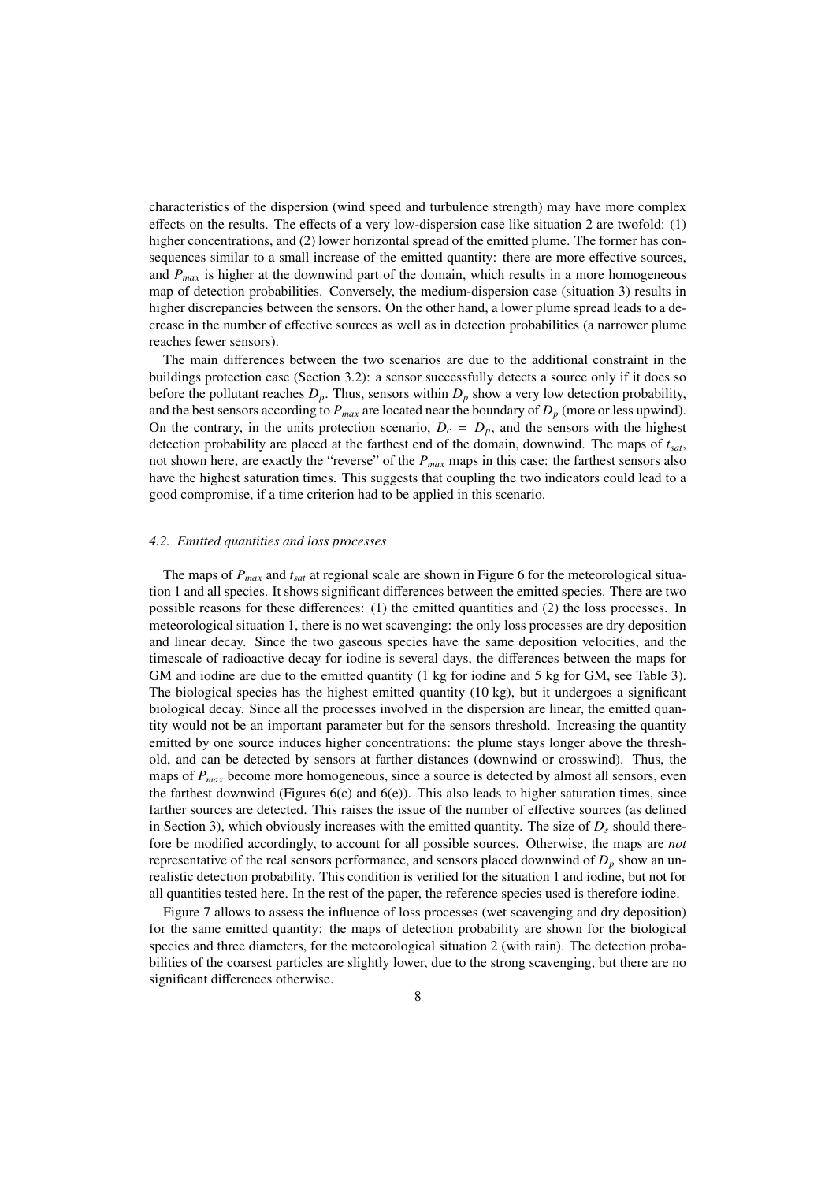characteristics of the dispersion (wind speed and turbulence strength) may have more complex effects on the results. The effects of a very low-dispersion case like situation 2 are twofold: (1) higher concentrations, and (2) lower horizontal spread of the emitted plume. The former has consequences similar to a small increase of the emitted quantity: there are more effective sources, and $P_{max}$ is higher at the downwind part of the domain, which results in a more homogeneous map of detection probabilities. Conversely, the medium-dispersion case (situation 3) results in higher discrepancies between the sensors. On the other hand, a lower plume spread leads to a decrease in the number of effective sources as well as in detection probabilities (a narrower plume reaches fewer sensors).

The main differences between the two scenarios are due to the additional constraint in the buildings protection case (Section 3.2): a sensor successfully detects a source only if it does so before the pollutant reaches $D_p$. Thus, sensors within $D_p$ show a very low detection probability, and the best sensors according to $P_{max}$ are located near the boundary of $D_p$ (more or less upwind). On the contrary, in the units protection scenario, $D_c = D_p$, and the sensors with the highest detection probability are placed at the farthest end of the domain, downwind. The maps of $t_{sat}$, not shown here, are exactly the "reverse" of the $P_{max}$ maps in this case: the farthest sensors also have the highest saturation times. This suggests that coupling the two indicators could lead to a good compromise, if a time criterion had to be applied in this scenario.

### *4.2. Emitted quantities and loss processes*

The maps of $P_{max}$ and $t_{sat}$ at regional scale are shown in Figure 6 for the meteorological situation 1 and all species. It shows significant differences between the emitted species. There are two possible reasons for these differences: (1) the emitted quantities and (2) the loss processes. In meteorological situation 1, there is no wet scavenging: the only loss processes are dry deposition and linear decay. Since the two gaseous species have the same deposition velocities, and the timescale of radioactive decay for iodine is several days, the differences between the maps for GM and iodine are due to the emitted quantity (1 kg for iodine and 5 kg for GM, see Table 3). The biological species has the highest emitted quantity (10 kg), but it undergoes a significant biological decay. Since all the processes involved in the dispersion are linear, the emitted quantity would not be an important parameter but for the sensors threshold. Increasing the quantity emitted by one source induces higher concentrations: the plume stays longer above the threshold, and can be detected by sensors at farther distances (downwind or crosswind). Thus, the maps of $P_{max}$ become more homogeneous, since a source is detected by almost all sensors, even the farthest downwind (Figures 6(c) and 6(e)). This also leads to higher saturation times, since farther sources are detected. This raises the issue of the number of effective sources (as defined in Section 3), which obviously increases with the emitted quantity. The size of $D_s$ should therefore be modified accordingly, to account for all possible sources. Otherwise, the maps are *not* representative of the real sensors performance, and sensors placed downwind of $D_p$ show an unrealistic detection probability. This condition is verified for the situation 1 and iodine, but not for all quantities tested here. In the rest of the paper, the reference species used is therefore iodine.

Figure 7 allows to assess the influence of loss processes (wet scavenging and dry deposition) for the same emitted quantity: the maps of detection probability are shown for the biological species and three diameters, for the meteorological situation 2 (with rain). The detection probabilities of the coarsest particles are slightly lower, due to the strong scavenging, but there are no significant differences otherwise.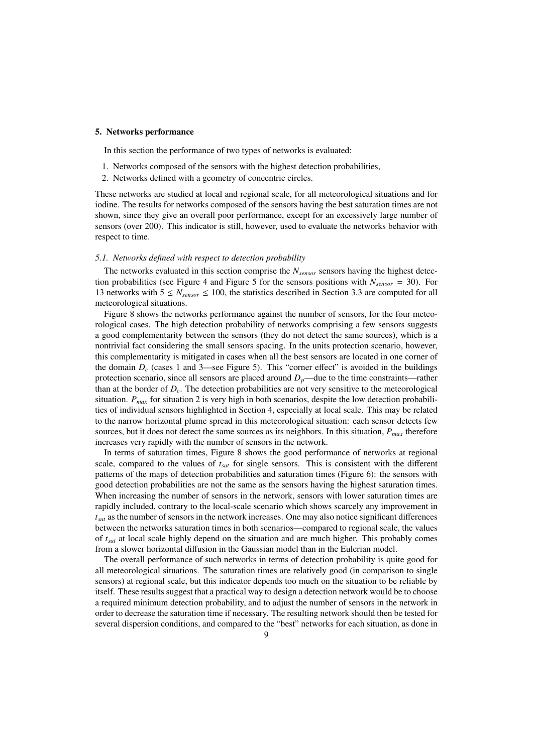## 5. Networks performance

In this section the performance of two types of networks is evaluated:

1. Networks composed of the sensors with the highest detection probabilities,
2. Networks defined with a geometry of concentric circles.

These networks are studied at local and regional scale, for all meteorological situations and for iodine. The results for networks composed of the sensors having the best saturation times are not shown, since they give an overall poor performance, except for an excessively large number of sensors (over 200). This indicator is still, however, used to evaluate the networks behavior with respect to time.

### *5.1. Networks defined with respect to detection probability*

The networks evaluated in this section comprise the $N_{sensor}$ sensors having the highest detection probabilities (see Figure 4 and Figure 5 for the sensors positions with $N_{sensor} = 30$). For 13 networks with $5 \leq N_{sensor} \leq 100$, the statistics described in Section 3.3 are computed for all meteorological situations.

Figure 8 shows the networks performance against the number of sensors, for the four meteorological cases. The high detection probability of networks comprising a few sensors suggests a good complementarity between the sensors (they do not detect the same sources), which is a nontrivial fact considering the small sensors spacing. In the units protection scenario, however, this complementarity is mitigated in cases when all the best sensors are located in one corner of the domain $D_c$ (cases 1 and 3—see Figure 5). This "corner effect" is avoided in the buildings protection scenario, since all sensors are placed around $D_p$—due to the time constraints—rather than at the border of $D_c$. The detection probabilities are not very sensitive to the meteorological situation. $P_{max}$ for situation 2 is very high in both scenarios, despite the low detection probabilities of individual sensors highlighted in Section 4, especially at local scale. This may be related to the narrow horizontal plume spread in this meteorological situation: each sensor detects few sources, but it does not detect the same sources as its neighbors. In this situation, $P_{max}$ therefore increases very rapidly with the number of sensors in the network.

In terms of saturation times, Figure 8 shows the good performance of networks at regional scale, compared to the values of $t_{sat}$ for single sensors. This is consistent with the different patterns of the maps of detection probabilities and saturation times (Figure 6): the sensors with good detection probabilities are not the same as the sensors having the highest saturation times. When increasing the number of sensors in the network, sensors with lower saturation times are rapidly included, contrary to the local-scale scenario which shows scarcely any improvement in $t_{sat}$ as the number of sensors in the network increases. One may also notice significant differences between the networks saturation times in both scenarios—compared to regional scale, the values of $t_{sat}$ at local scale highly depend on the situation and are much higher. This probably comes from a slower horizontal diffusion in the Gaussian model than in the Eulerian model.

The overall performance of such networks in terms of detection probability is quite good for all meteorological situations. The saturation times are relatively good (in comparison to single sensors) at regional scale, but this indicator depends too much on the situation to be reliable by itself. These results suggest that a practical way to design a detection network would be to choose a required minimum detection probability, and to adjust the number of sensors in the network in order to decrease the saturation time if necessary. The resulting network should then be tested for several dispersion conditions, and compared to the "best" networks for each situation, as done in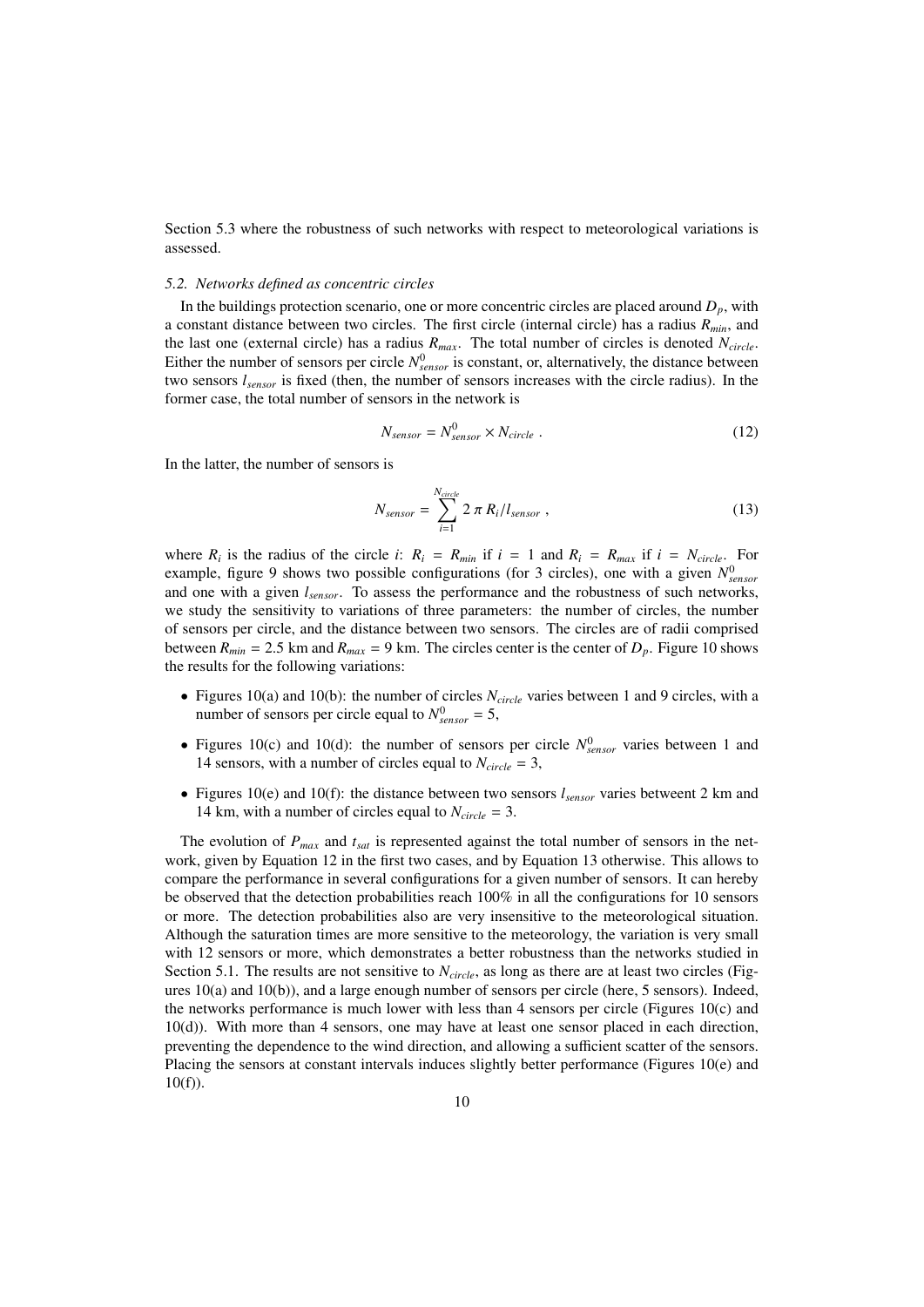Section 5.3 where the robustness of such networks with respect to meteorological variations is assessed.

### *5.2. Networks defined as concentric circles*

In the buildings protection scenario, one or more concentric circles are placed around $D_p$, with a constant distance between two circles. The first circle (internal circle) has a radius $R_{min}$, and the last one (external circle) has a radius $R_{max}$. The total number of circles is denoted $N_{circle}$. Either the number of sensors per circle $N^0_{sensor}$ is constant, or, alternatively, the distance between two sensors $l_{sensor}$ is fixed (then, the number of sensors increases with the circle radius). In the former case, the total number of sensors in the network is

$$N_{sensor} = N^0_{sensor} \times N_{circle} \ . \tag{12}$$

In the latter, the number of sensors is

$$N_{sensor} = \sum_{i=1}^{N_{circle}} 2\,\pi\,R_i / l_{sensor} \ , \tag{13}$$

where $R_i$ is the radius of the circle $i$: $R_i = R_{min}$ if $i = 1$ and $R_i = R_{max}$ if $i = N_{circle}$. For example, figure 9 shows two possible configurations (for 3 circles), one with a given $N^0_{sensor}$ and one with a given $l_{sensor}$. To assess the performance and the robustness of such networks, we study the sensitivity to variations of three parameters: the number of circles, the number of sensors per circle, and the distance between two sensors. The circles are of radii comprised between $R_{min} = 2.5$ km and $R_{max} = 9$ km. The circles center is the center of $D_p$. Figure 10 shows the results for the following variations:

- Figures 10(a) and 10(b): the number of circles $N_{circle}$ varies between 1 and 9 circles, with a number of sensors per circle equal to $N^0_{sensor} = 5$,
- Figures 10(c) and 10(d): the number of sensors per circle $N^0_{sensor}$ varies between 1 and 14 sensors, with a number of circles equal to $N_{circle} = 3$,
- Figures 10(e) and 10(f): the distance between two sensors $l_{sensor}$ varies betweent 2 km and 14 km, with a number of circles equal to $N_{circle} = 3$.

The evolution of $P_{max}$ and $t_{sat}$ is represented against the total number of sensors in the network, given by Equation 12 in the first two cases, and by Equation 13 otherwise. This allows to compare the performance in several configurations for a given number of sensors. It can hereby be observed that the detection probabilities reach 100% in all the configurations for 10 sensors or more. The detection probabilities also are very insensitive to the meteorological situation. Although the saturation times are more sensitive to the meteorology, the variation is very small with 12 sensors or more, which demonstrates a better robustness than the networks studied in Section 5.1. The results are not sensitive to $N_{circle}$, as long as there are at least two circles (Figures 10(a) and 10(b)), and a large enough number of sensors per circle (here, 5 sensors). Indeed, the networks performance is much lower with less than 4 sensors per circle (Figures 10(c) and 10(d)). With more than 4 sensors, one may have at least one sensor placed in each direction, preventing the dependence to the wind direction, and allowing a sufficient scatter of the sensors. Placing the sensors at constant intervals induces slightly better performance (Figures 10(e) and 10(f)).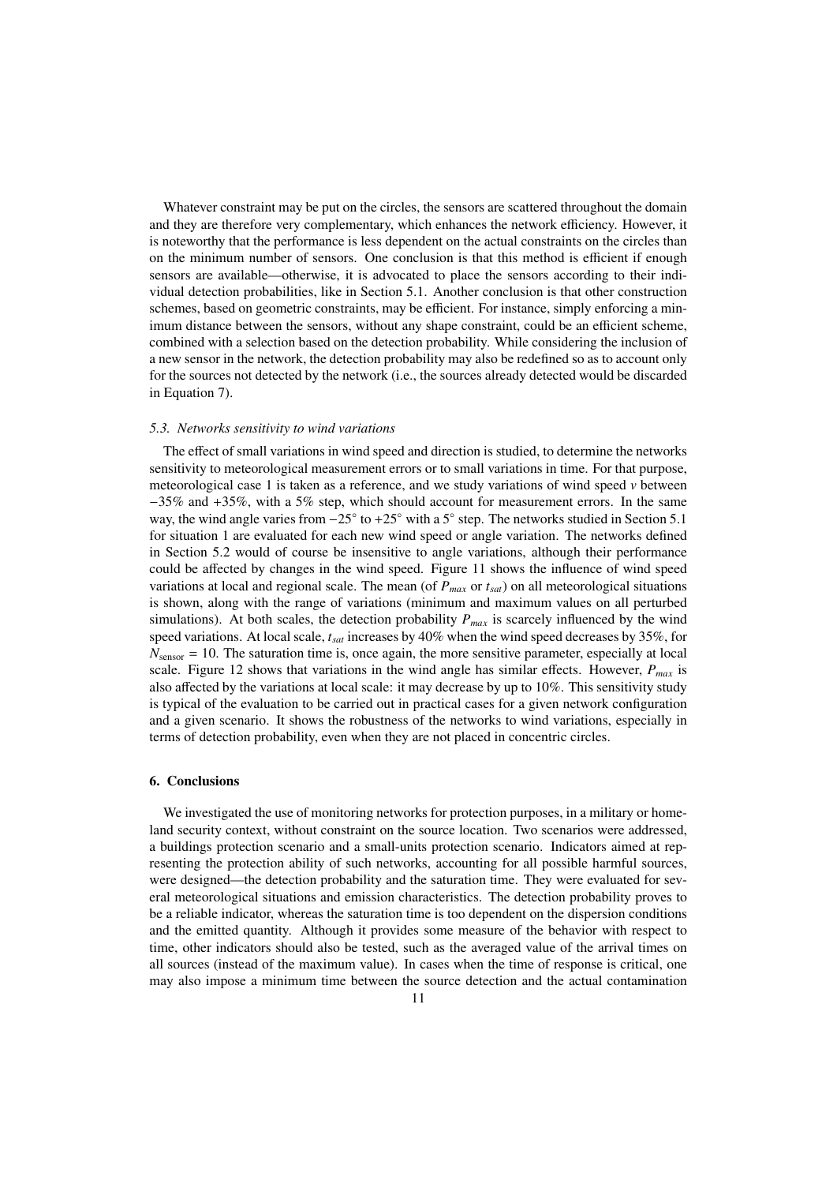Whatever constraint may be put on the circles, the sensors are scattered throughout the domain and they are therefore very complementary, which enhances the network efficiency. However, it is noteworthy that the performance is less dependent on the actual constraints on the circles than on the minimum number of sensors. One conclusion is that this method is efficient if enough sensors are available—otherwise, it is advocated to place the sensors according to their individual detection probabilities, like in Section 5.1. Another conclusion is that other construction schemes, based on geometric constraints, may be efficient. For instance, simply enforcing a minimum distance between the sensors, without any shape constraint, could be an efficient scheme, combined with a selection based on the detection probability. While considering the inclusion of a new sensor in the network, the detection probability may also be redefined so as to account only for the sources not detected by the network (i.e., the sources already detected would be discarded in Equation 7).

### *5.3. Networks sensitivity to wind variations*

The effect of small variations in wind speed and direction is studied, to determine the networks sensitivity to meteorological measurement errors or to small variations in time. For that purpose, meteorological case 1 is taken as a reference, and we study variations of wind speed $v$ between $-35\%$ and $+35\%$, with a 5% step, which should account for measurement errors. In the same way, the wind angle varies from $-25^\circ$ to $+25^\circ$ with a $5^\circ$ step. The networks studied in Section 5.1 for situation 1 are evaluated for each new wind speed or angle variation. The networks defined in Section 5.2 would of course be insensitive to angle variations, although their performance could be affected by changes in the wind speed. Figure 11 shows the influence of wind speed variations at local and regional scale. The mean (of $P_{max}$ or $t_{sat}$) on all meteorological situations is shown, along with the range of variations (minimum and maximum values on all perturbed simulations). At both scales, the detection probability $P_{max}$ is scarcely influenced by the wind speed variations. At local scale, $t_{sat}$ increases by 40% when the wind speed decreases by 35%, for $N_{\text{sensor}} = 10$. The saturation time is, once again, the more sensitive parameter, especially at local scale. Figure 12 shows that variations in the wind angle has similar effects. However, $P_{max}$ is also affected by the variations at local scale: it may decrease by up to 10%. This sensitivity study is typical of the evaluation to be carried out in practical cases for a given network configuration and a given scenario. It shows the robustness of the networks to wind variations, especially in terms of detection probability, even when they are not placed in concentric circles.

## 6. Conclusions

We investigated the use of monitoring networks for protection purposes, in a military or homeland security context, without constraint on the source location. Two scenarios were addressed, a buildings protection scenario and a small-units protection scenario. Indicators aimed at representing the protection ability of such networks, accounting for all possible harmful sources, were designed—the detection probability and the saturation time. They were evaluated for several meteorological situations and emission characteristics. The detection probability proves to be a reliable indicator, whereas the saturation time is too dependent on the dispersion conditions and the emitted quantity. Although it provides some measure of the behavior with respect to time, other indicators should also be tested, such as the averaged value of the arrival times on all sources (instead of the maximum value). In cases when the time of response is critical, one may also impose a minimum time between the source detection and the actual contamination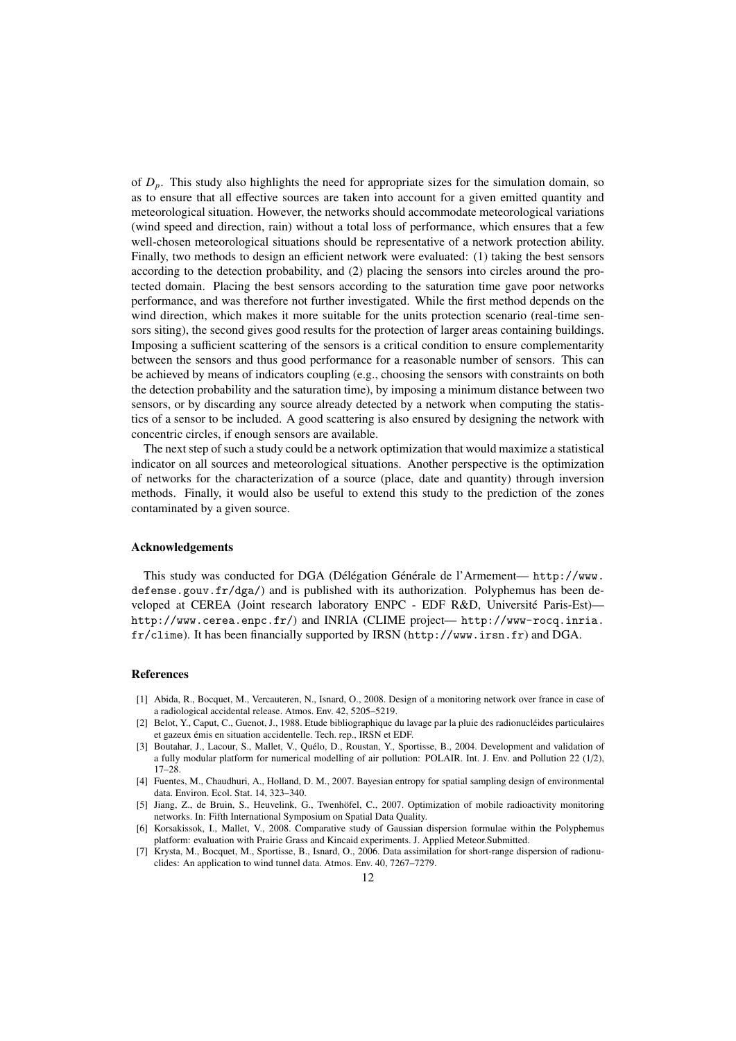of $D_p$. This study also highlights the need for appropriate sizes for the simulation domain, so as to ensure that all effective sources are taken into account for a given emitted quantity and meteorological situation. However, the networks should accommodate meteorological variations (wind speed and direction, rain) without a total loss of performance, which ensures that a few well-chosen meteorological situations should be representative of a network protection ability. Finally, two methods to design an efficient network were evaluated: (1) taking the best sensors according to the detection probability, and (2) placing the sensors into circles around the protected domain. Placing the best sensors according to the saturation time gave poor networks performance, and was therefore not further investigated. While the first method depends on the wind direction, which makes it more suitable for the units protection scenario (real-time sensors siting), the second gives good results for the protection of larger areas containing buildings. Imposing a sufficient scattering of the sensors is a critical condition to ensure complementarity between the sensors and thus good performance for a reasonable number of sensors. This can be achieved by means of indicators coupling (e.g., choosing the sensors with constraints on both the detection probability and the saturation time), by imposing a minimum distance between two sensors, or by discarding any source already detected by a network when computing the statistics of a sensor to be included. A good scattering is also ensured by designing the network with concentric circles, if enough sensors are available.

The next step of such a study could be a network optimization that would maximize a statistical indicator on all sources and meteorological situations. Another perspective is the optimization of networks for the characterization of a source (place, date and quantity) through inversion methods. Finally, it would also be useful to extend this study to the prediction of the zones contaminated by a given source.

## Acknowledgements

This study was conducted for DGA (Délégation Générale de l'Armement— http://www.defense.gouv.fr/dga/) and is published with its authorization. Polyphemus has been developed at CEREA (Joint research laboratory ENPC - EDF R&D, Université Paris-Est)— http://www.cerea.enpc.fr/) and INRIA (CLIME project— http://www-rocq.inria.fr/clime). It has been financially supported by IRSN (http://www.irsn.fr) and DGA.

## References

[1] Abida, R., Bocquet, M., Vercauteren, N., Isnard, O., 2008. Design of a monitoring network over france in case of a radiological accidental release. Atmos. Env. 42, 5205–5219.

[2] Belot, Y., Caput, C., Guenot, J., 1988. Etude bibliographique du lavage par la pluie des radionucléides particulaires et gazeux émis en situation accidentelle. Tech. rep., IRSN et EDF.

[3] Boutahar, J., Lacour, S., Mallet, V., Quélo, D., Roustan, Y., Sportisse, B., 2004. Development and validation of a fully modular platform for numerical modelling of air pollution: POLAIR. Int. J. Env. and Pollution 22 (1/2), 17–28.

[4] Fuentes, M., Chaudhuri, A., Holland, D. M., 2007. Bayesian entropy for spatial sampling design of environmental data. Environ. Ecol. Stat. 14, 323–340.

[5] Jiang, Z., de Bruin, S., Heuvelink, G., Twenhöfel, C., 2007. Optimization of mobile radioactivity monitoring networks. In: Fifth International Symposium on Spatial Data Quality.

[6] Korsakissok, I., Mallet, V., 2008. Comparative study of Gaussian dispersion formulae within the Polyphemus platform: evaluation with Prairie Grass and Kincaid experiments. J. Applied Meteor.Submitted.

[7] Krysta, M., Bocquet, M., Sportisse, B., Isnard, O., 2006. Data assimilation for short-range dispersion of radionuclides: An application to wind tunnel data. Atmos. Env. 40, 7267–7279.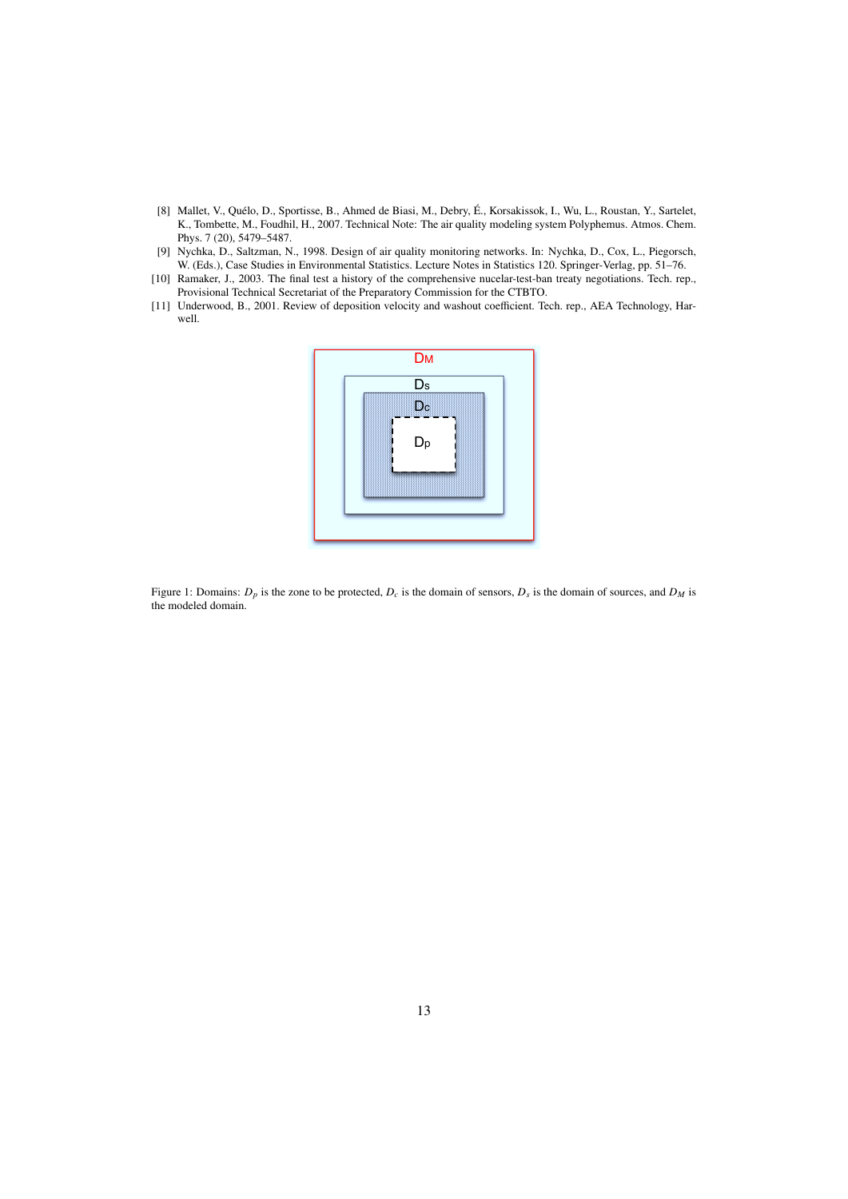[8] Mallet, V., Quélo, D., Sportisse, B., Ahmed de Biasi, M., Debry, É., Korsakissok, I., Wu, L., Roustan, Y., Sartelet, K., Tombette, M., Foudhil, H., 2007. Technical Note: The air quality modeling system Polyphemus. Atmos. Chem. Phys. 7 (20), 5479–5487.

[9] Nychka, D., Saltzman, N., 1998. Design of air quality monitoring networks. In: Nychka, D., Cox, L., Piegorsch, W. (Eds.), Case Studies in Environmental Statistics. Lecture Notes in Statistics 120. Springer-Verlag, pp. 51–76.

[10] Ramaker, J., 2003. The final test a history of the comprehensive nucelar-test-ban treaty negotiations. Tech. rep., Provisional Technical Secretariat of the Preparatory Commission for the CTBTO.

[11] Underwood, B., 2001. Review of deposition velocity and washout coefficient. Tech. rep., AEA Technology, Harwell.

Figure 1: Domains: $D_p$ is the zone to be protected, $D_c$ is the domain of sensors, $D_s$ is the domain of sources, and $D_M$ is the modeled domain.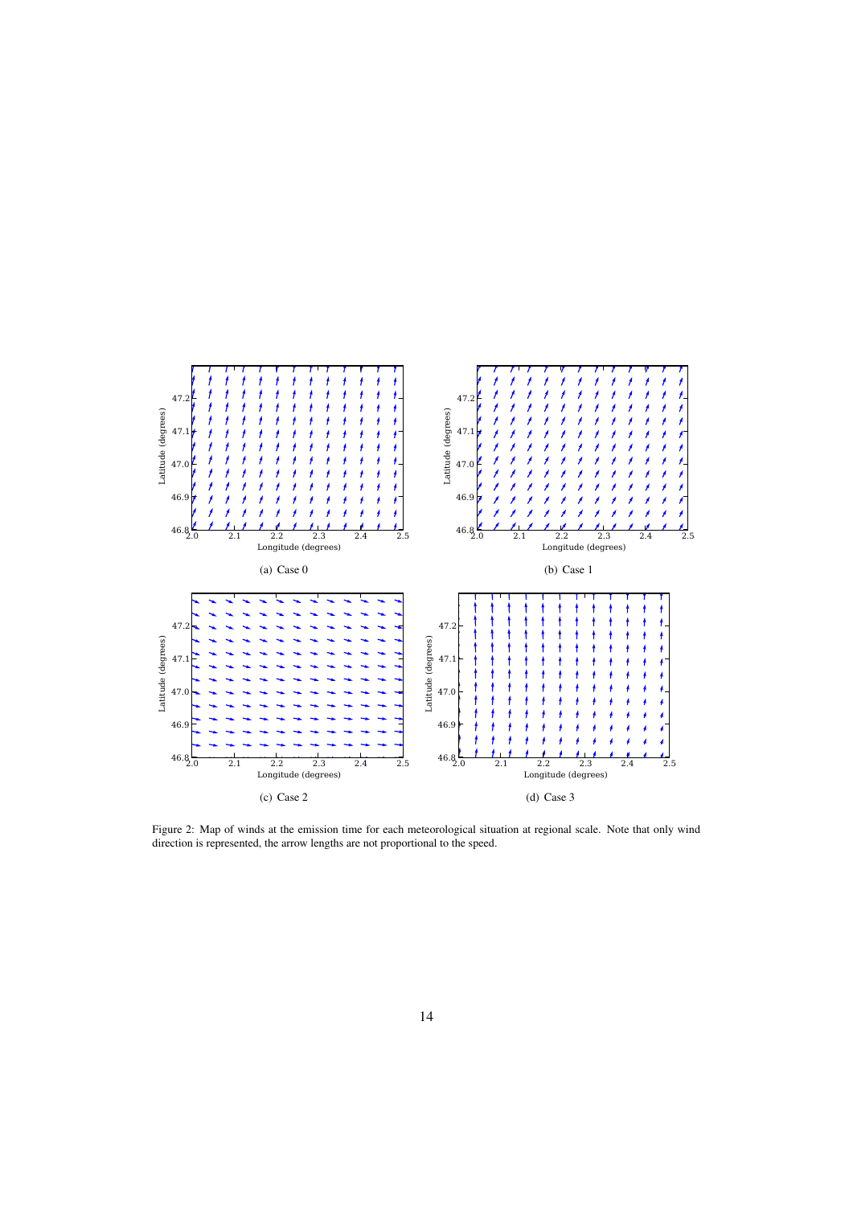(a) Case 0

(b) Case 1

(c) Case 2

(d) Case 3

Figure 2: Map of winds at the emission time for each meteorological situation at regional scale. Note that only wind direction is represented, the arrow lengths are not proportional to the speed.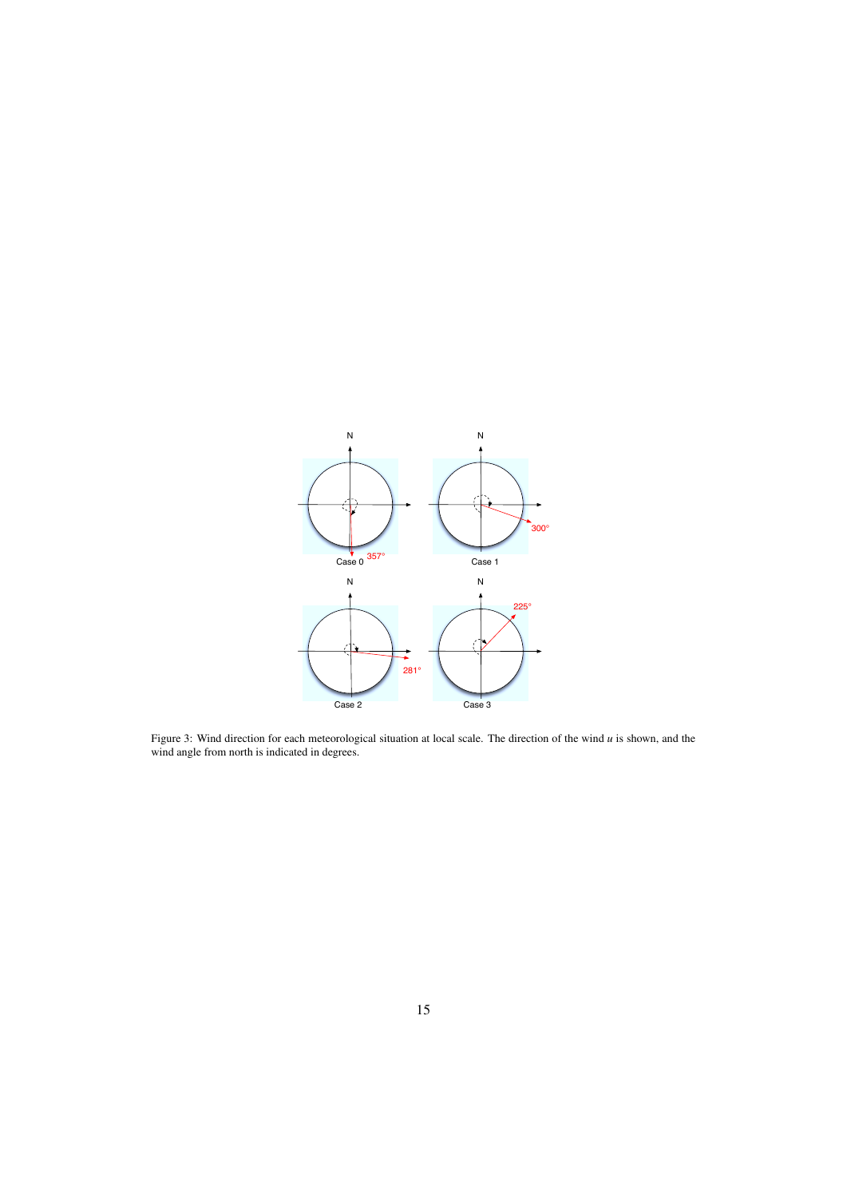Figure 3: Wind direction for each meteorological situation at local scale. The direction of the wind $u$ is shown, and the wind angle from north is indicated in degrees.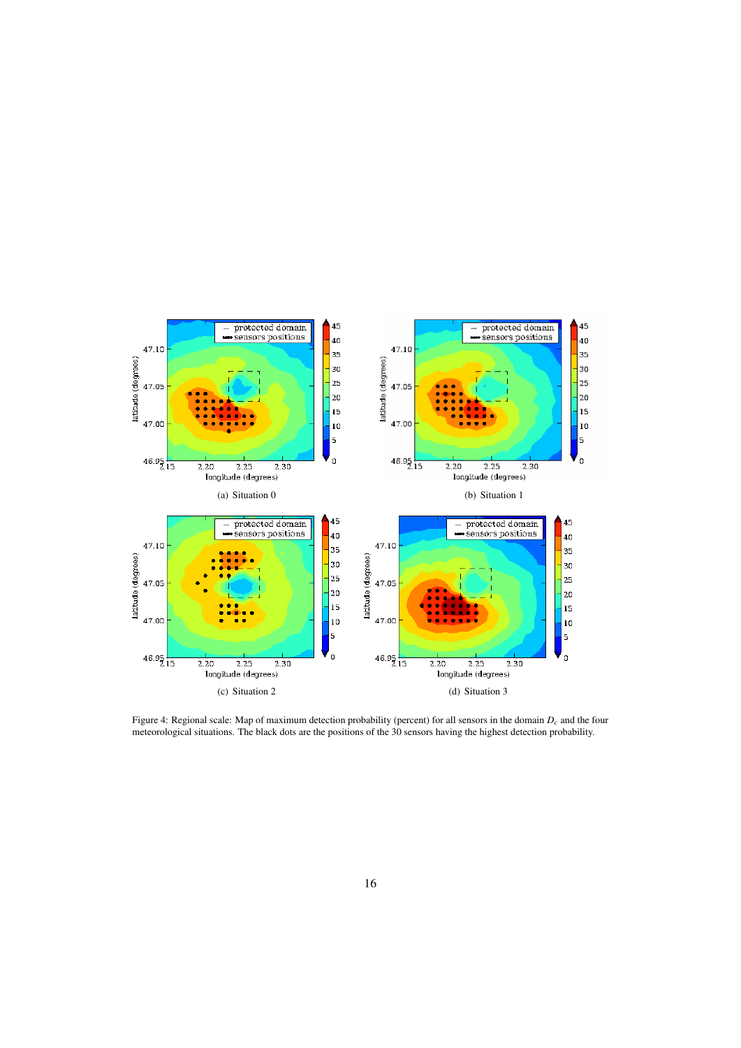(a) Situation 0

(b) Situation 1

(c) Situation 2

(d) Situation 3

Figure 4: Regional scale: Map of maximum detection probability (percent) for all sensors in the domain $D_c$ and the four meteorological situations. The black dots are the positions of the 30 sensors having the highest detection probability.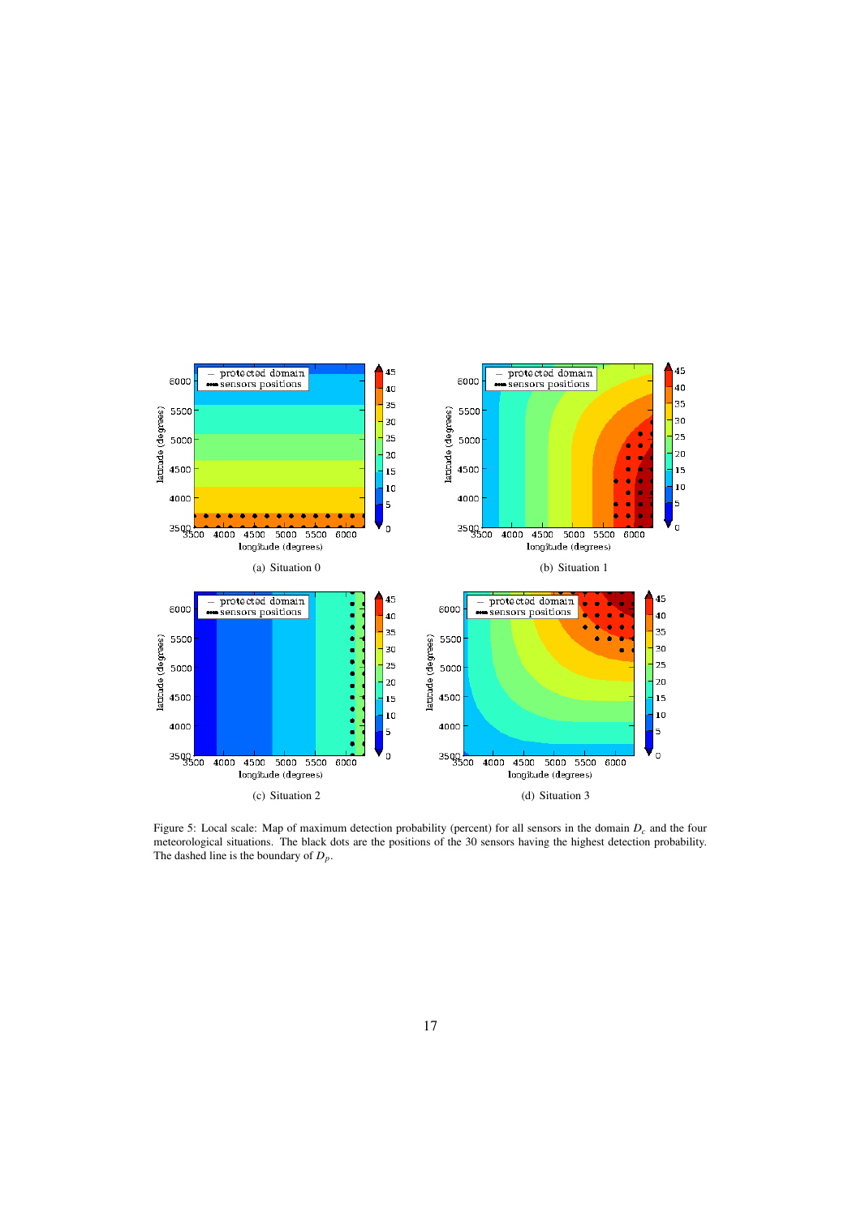(a) Situation 0

(b) Situation 1

(c) Situation 2

(d) Situation 3

Figure 5: Local scale: Map of maximum detection probability (percent) for all sensors in the domain $D_c$ and the four meteorological situations. The black dots are the positions of the 30 sensors having the highest detection probability. The dashed line is the boundary of $D_p$.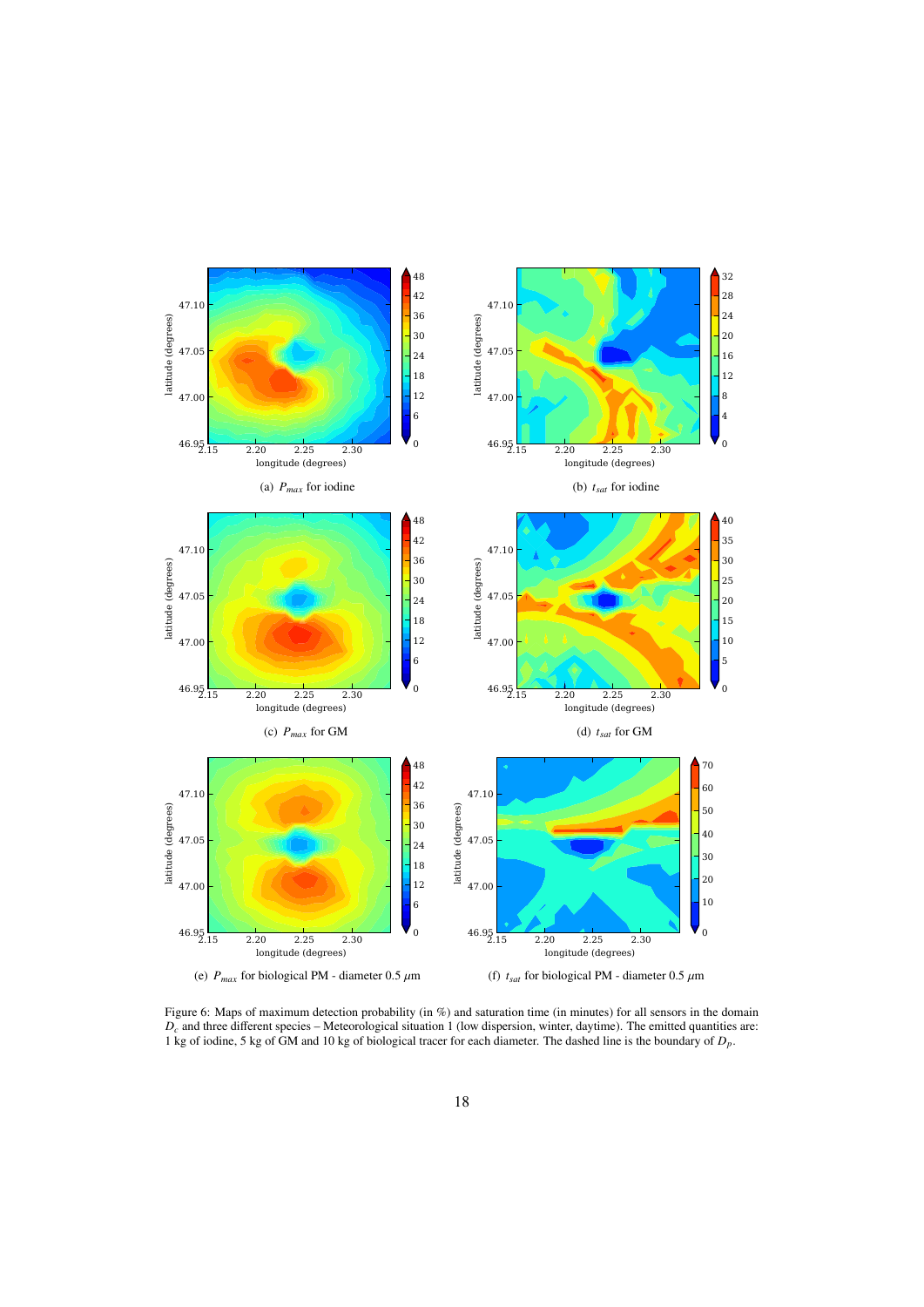(a) $P_{max}$ for iodine

(b) $t_{sat}$ for iodine

(c) $P_{max}$ for GM

(d) $t_{sat}$ for GM

(e) $P_{max}$ for biological PM - diameter 0.5 $\mu$m

(f) $t_{sat}$ for biological PM - diameter 0.5 $\mu$m

Figure 6: Maps of maximum detection probability (in %) and saturation time (in minutes) for all sensors in the domain $D_c$ and three different species – Meteorological situation 1 (low dispersion, winter, daytime). The emitted quantities are: 1 kg of iodine, 5 kg of GM and 10 kg of biological tracer for each diameter. The dashed line is the boundary of $D_p$.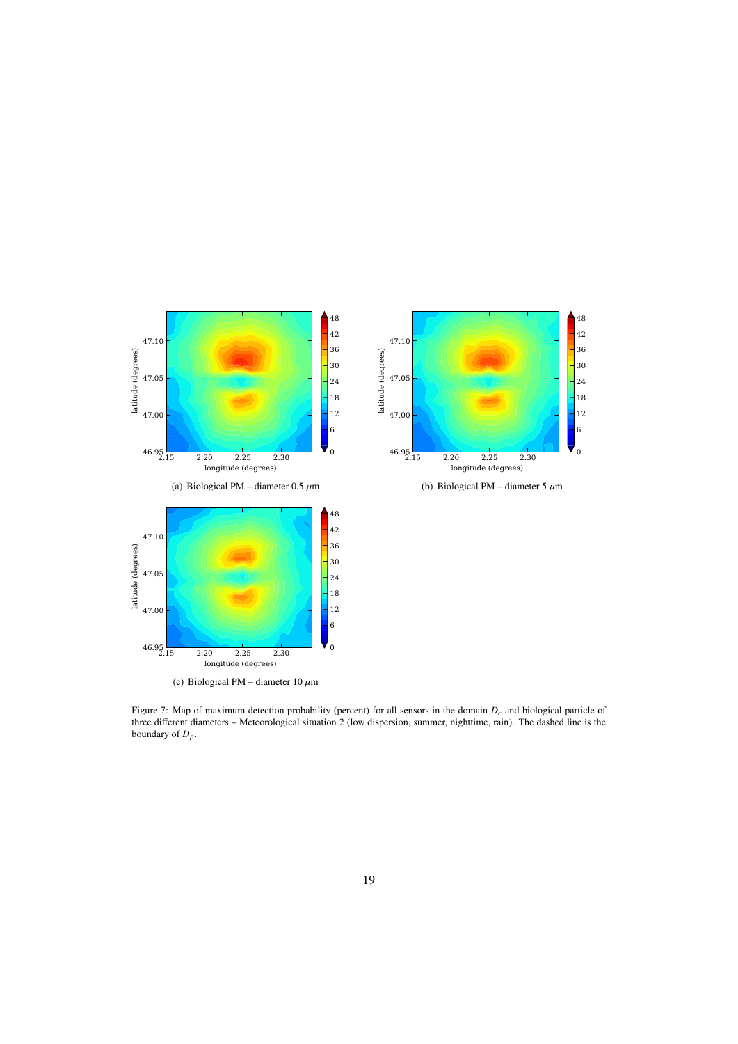(a) Biological PM – diameter 0.5 $\mu$m

(b) Biological PM – diameter 5 $\mu$m

(c) Biological PM – diameter 10 $\mu$m

Figure 7: Map of maximum detection probability (percent) for all sensors in the domain $D_c$ and biological particle of three different diameters – Meteorological situation 2 (low dispersion, summer, nighttime, rain). The dashed line is the boundary of $D_p$.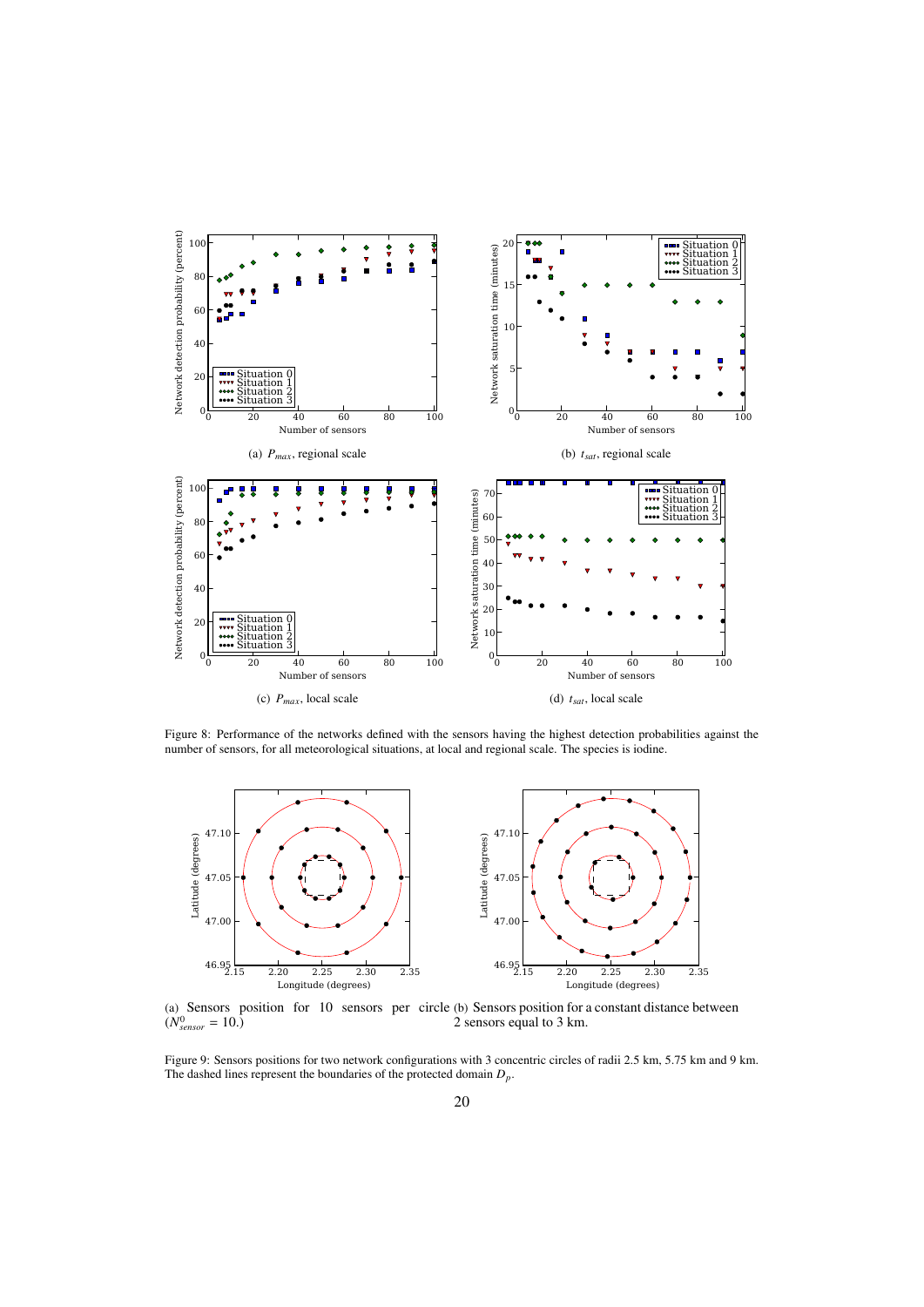(a) $P_{max}$, regional scale

(b) $t_{sat}$, regional scale

(c) $P_{max}$, local scale

(d) $t_{sat}$, local scale

Figure 8: Performance of the networks defined with the sensors having the highest detection probabilities against the number of sensors, for all meteorological situations, at local and regional scale. The species is iodine.

(a) Sensors position for 10 sensors per circle ($N^0_{sensor} = 10$.)

(b) Sensors position for a constant distance between 2 sensors equal to 3 km.

Figure 9: Sensors positions for two network configurations with 3 concentric circles of radii 2.5 km, 5.75 km and 9 km. The dashed lines represent the boundaries of the protected domain $D_p$.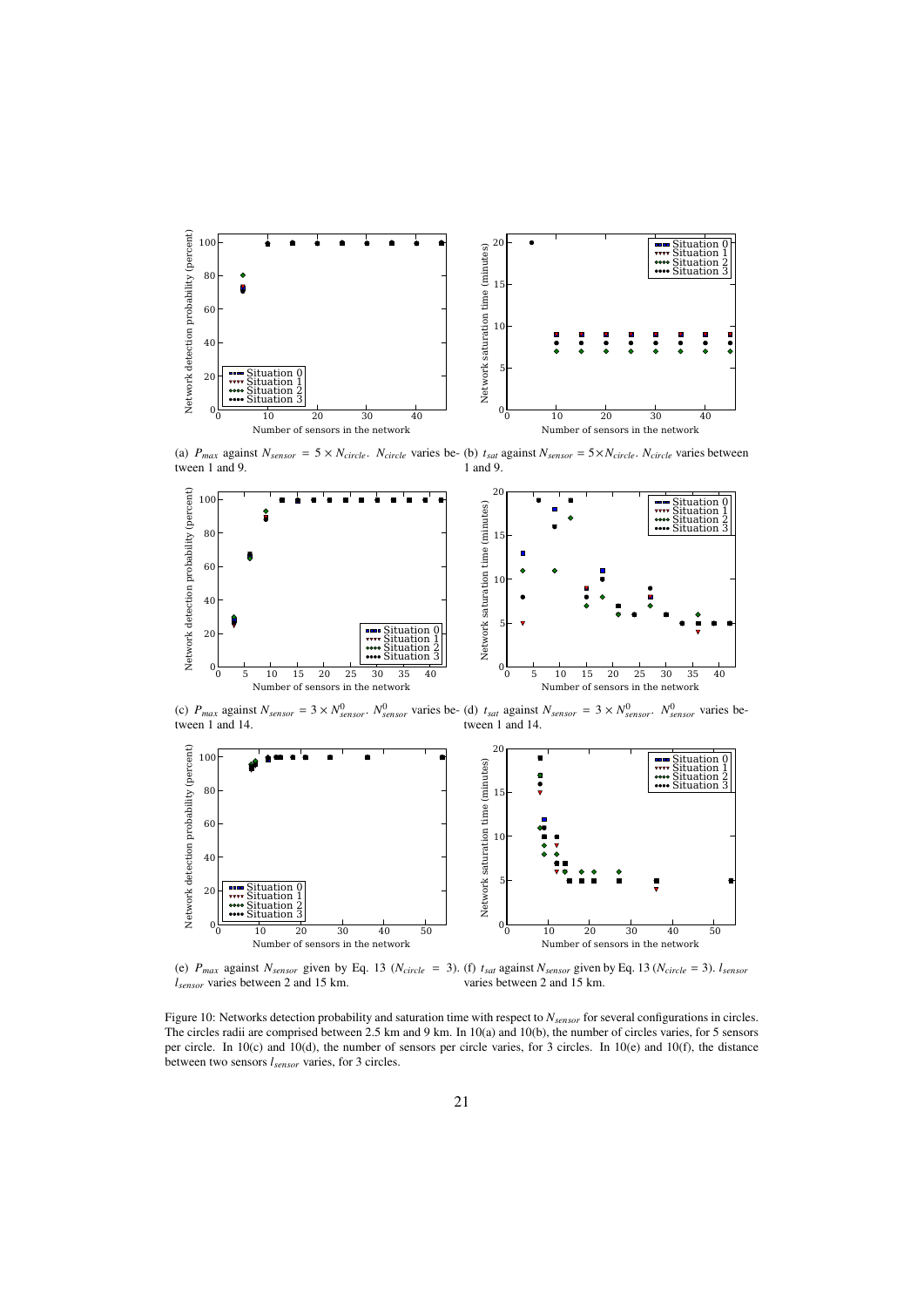(a) $P_{max}$ against $N_{sensor} = 5 \times N_{circle}$. $N_{circle}$ varies between 1 and 9.

(b) $t_{sat}$ against $N_{sensor} = 5 \times N_{circle}$. $N_{circle}$ varies between 1 and 9.

(c) $P_{max}$ against $N_{sensor} = 3 \times N^0_{sensor}$. $N^0_{sensor}$ varies between 1 and 14.

(d) $t_{sat}$ against $N_{sensor} = 3 \times N^0_{sensor}$. $N^0_{sensor}$ varies between 1 and 14.

(e) $P_{max}$ against $N_{sensor}$ given by Eq. 13 ($N_{circle} = 3$). $l_{sensor}$ varies between 2 and 15 km.

(f) $t_{sat}$ against $N_{sensor}$ given by Eq. 13 ($N_{circle} = 3$). $l_{sensor}$ varies between 2 and 15 km.

Figure 10: Networks detection probability and saturation time with respect to $N_{sensor}$ for several configurations in circles. The circles radii are comprised between 2.5 km and 9 km. In 10(a) and 10(b), the number of circles varies, for 5 sensors per circle. In 10(c) and 10(d), the number of sensors per circle varies, for 3 circles. In 10(e) and 10(f), the distance between two sensors $l_{sensor}$ varies, for 3 circles.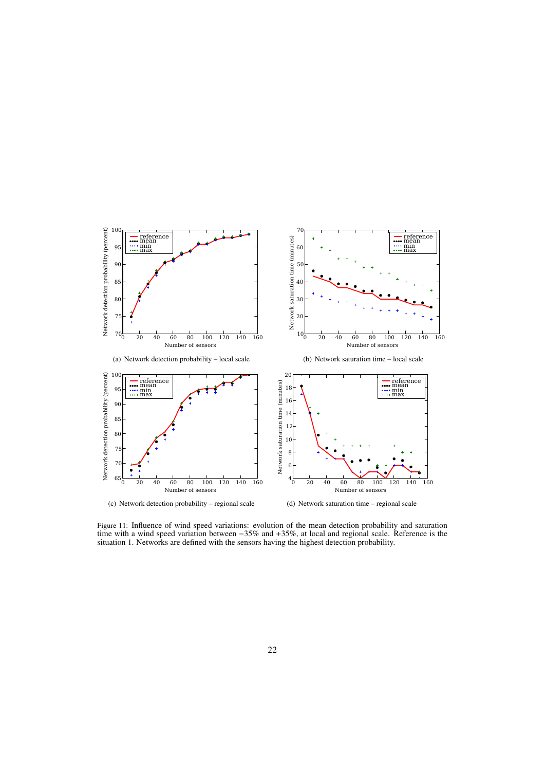(a) Network detection probability – local scale

(b) Network saturation time – local scale

(c) Network detection probability – regional scale

(d) Network saturation time – regional scale

Figure 11: Influence of wind speed variations: evolution of the mean detection probability and saturation time with a wind speed variation between −35% and +35%, at local and regional scale. Reference is the situation 1. Networks are defined with the sensors having the highest detection probability.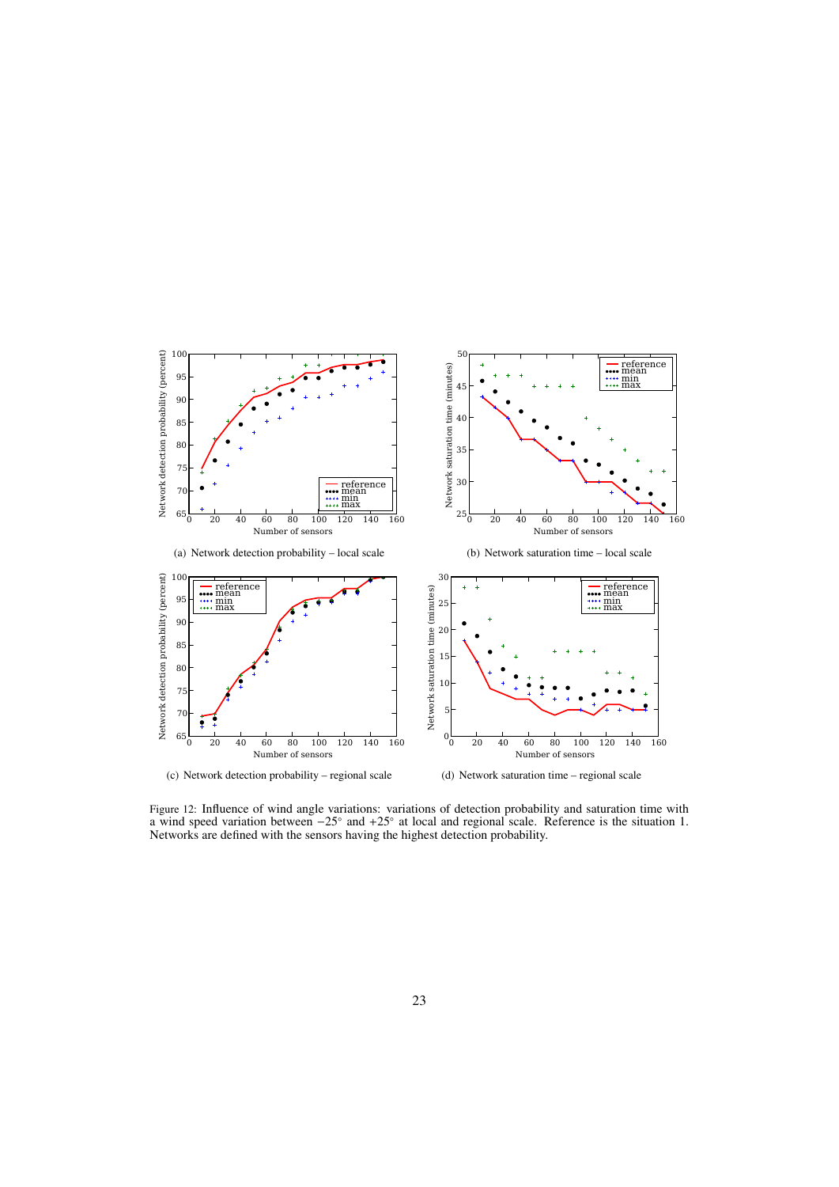(a) Network detection probability – local scale

(b) Network saturation time – local scale

(c) Network detection probability – regional scale

(d) Network saturation time – regional scale

Figure 12: Influence of wind angle variations: variations of detection probability and saturation time with a wind speed variation between $-25^\circ$ and $+25^\circ$ at local and regional scale. Reference is the situation 1. Networks are defined with the sensors having the highest detection probability.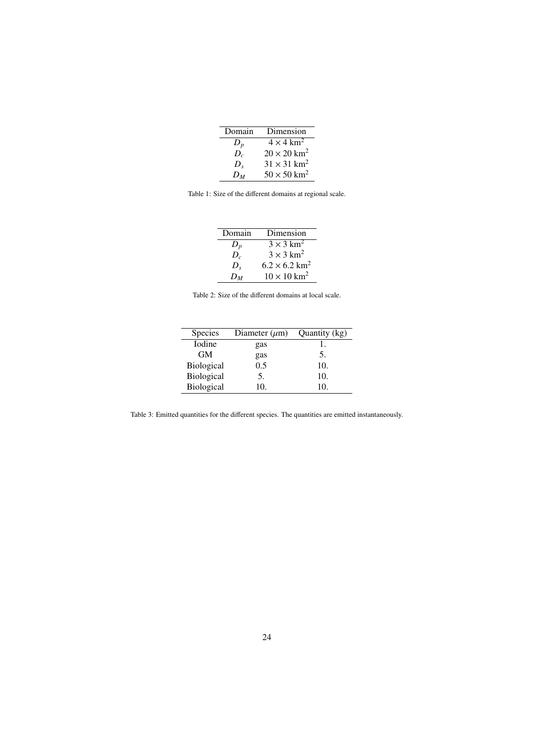| Domain | Dimension |
|---|---|
| $D_p$ | $4 \times 4$ km$^2$ |
| $D_c$ | $20 \times 20$ km$^2$ |
| $D_s$ | $31 \times 31$ km$^2$ |
| $D_M$ | $50 \times 50$ km$^2$ |

Table 1: Size of the different domains at regional scale.

| Domain | Dimension |
|---|---|
| $D_p$ | $3 \times 3$ km$^2$ |
| $D_c$ | $3 \times 3$ km$^2$ |
| $D_s$ | $6.2 \times 6.2$ km$^2$ |
| $D_M$ | $10 \times 10$ km$^2$ |

Table 2: Size of the different domains at local scale.

| Species | Diameter ($\mu$m) | Quantity (kg) |
|---|---|---|
| Iodine | gas | 1. |
| GM | gas | 5. |
| Biological | 0.5 | 10. |
| Biological | 5. | 10. |
| Biological | 10. | 10. |

Table 3: Emitted quantities for the different species. The quantities are emitted instantaneously.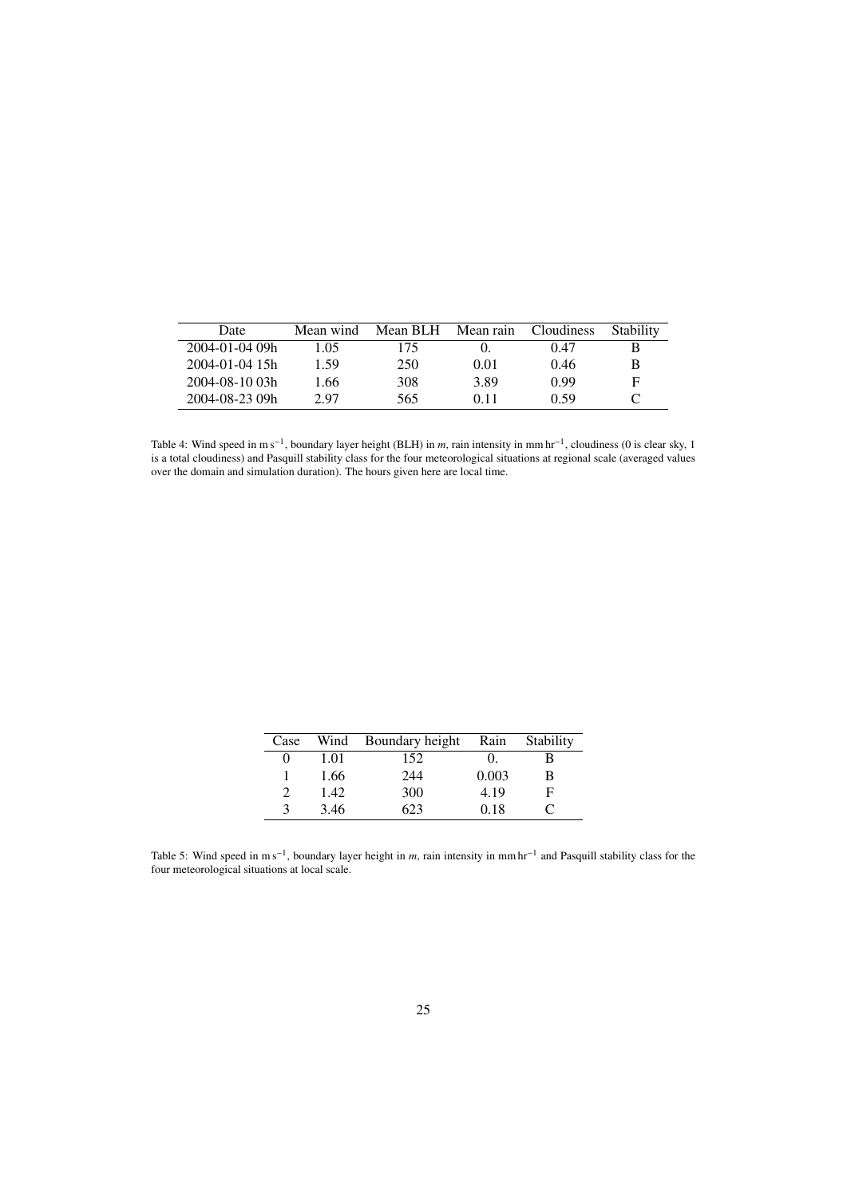| Date | Mean wind | Mean BLH | Mean rain | Cloudiness | Stability |
|---|---|---|---|---|---|
| 2004-01-04 09h | 1.05 | 175 | 0. | 0.47 | B |
| 2004-01-04 15h | 1.59 | 250 | 0.01 | 0.46 | B |
| 2004-08-10 03h | 1.66 | 308 | 3.89 | 0.99 | F |
| 2004-08-23 09h | 2.97 | 565 | 0.11 | 0.59 | C |

Table 4: Wind speed in $\mathrm{m\,s^{-1}}$, boundary layer height (BLH) in *m*, rain intensity in $\mathrm{mm\,hr^{-1}}$, cloudiness (0 is clear sky, 1 is a total cloudiness) and Pasquill stability class for the four meteorological situations at regional scale (averaged values over the domain and simulation duration). The hours given here are local time.

| Case | Wind | Boundary height | Rain | Stability |
|---|---|---|---|---|
| 0 | 1.01 | 152 | 0. | B |
| 1 | 1.66 | 244 | 0.003 | B |
| 2 | 1.42 | 300 | 4.19 | F |
| 3 | 3.46 | 623 | 0.18 | C |

Table 5: Wind speed in $\mathrm{m\,s^{-1}}$, boundary layer height in *m*, rain intensity in $\mathrm{mm\,hr^{-1}}$ and Pasquill stability class for the four meteorological situations at local scale.